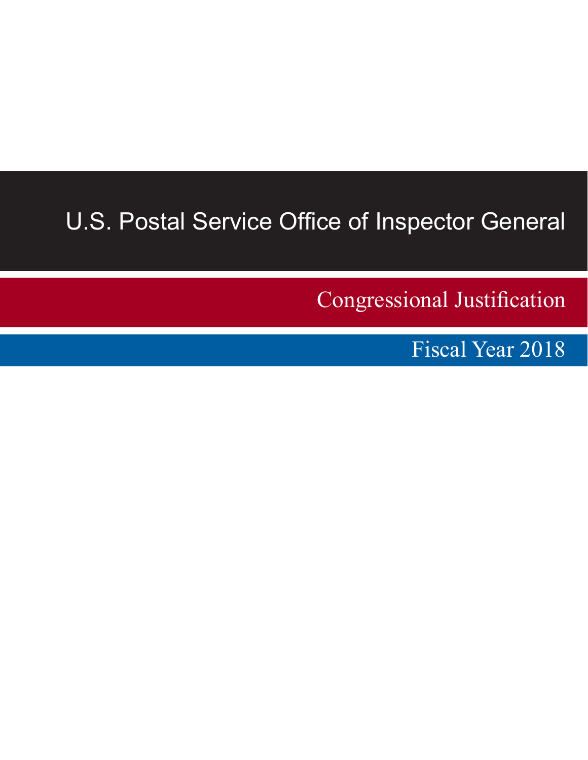# U.S. Postal Service Office of Inspector General

## Congressional Justification

## Fiscal Year 2018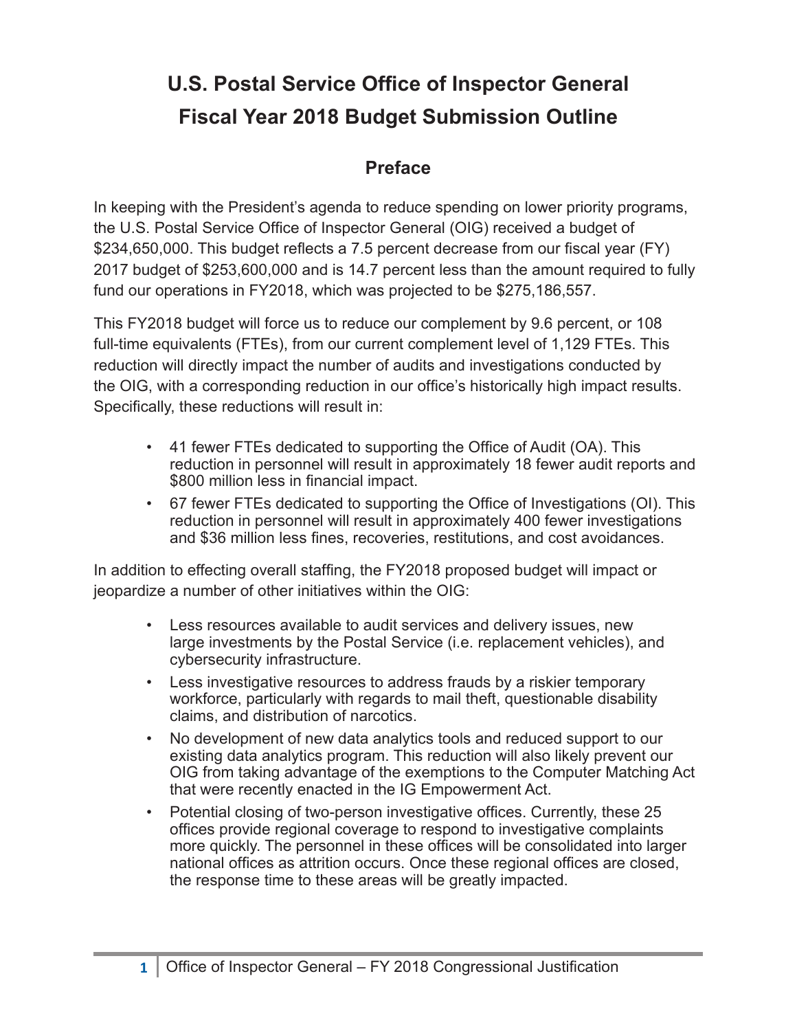# U.S. Postal Service Office of Inspector General
# Fiscal Year 2018 Budget Submission Outline

## Preface

In keeping with the President's agenda to reduce spending on lower priority programs, the U.S. Postal Service Office of Inspector General (OIG) received a budget of $234,650,000. This budget reflects a 7.5 percent decrease from our fiscal year (FY) 2017 budget of $253,600,000 and is 14.7 percent less than the amount required to fully fund our operations in FY2018, which was projected to be $275,186,557.

This FY2018 budget will force us to reduce our complement by 9.6 percent, or 108 full-time equivalents (FTEs), from our current complement level of 1,129 FTEs. This reduction will directly impact the number of audits and investigations conducted by the OIG, with a corresponding reduction in our office's historically high impact results. Specifically, these reductions will result in:

- 41 fewer FTEs dedicated to supporting the Office of Audit (OA). This reduction in personnel will result in approximately 18 fewer audit reports and $800 million less in financial impact.
- 67 fewer FTEs dedicated to supporting the Office of Investigations (OI). This reduction in personnel will result in approximately 400 fewer investigations and $36 million less fines, recoveries, restitutions, and cost avoidances.

In addition to effecting overall staffing, the FY2018 proposed budget will impact or jeopardize a number of other initiatives within the OIG:

- Less resources available to audit services and delivery issues, new large investments by the Postal Service (i.e. replacement vehicles), and cybersecurity infrastructure.
- Less investigative resources to address frauds by a riskier temporary workforce, particularly with regards to mail theft, questionable disability claims, and distribution of narcotics.
- No development of new data analytics tools and reduced support to our existing data analytics program. This reduction will also likely prevent our OIG from taking advantage of the exemptions to the Computer Matching Act that were recently enacted in the IG Empowerment Act.
- Potential closing of two-person investigative offices. Currently, these 25 offices provide regional coverage to respond to investigative complaints more quickly. The personnel in these offices will be consolidated into larger national offices as attrition occurs. Once these regional offices are closed, the response time to these areas will be greatly impacted.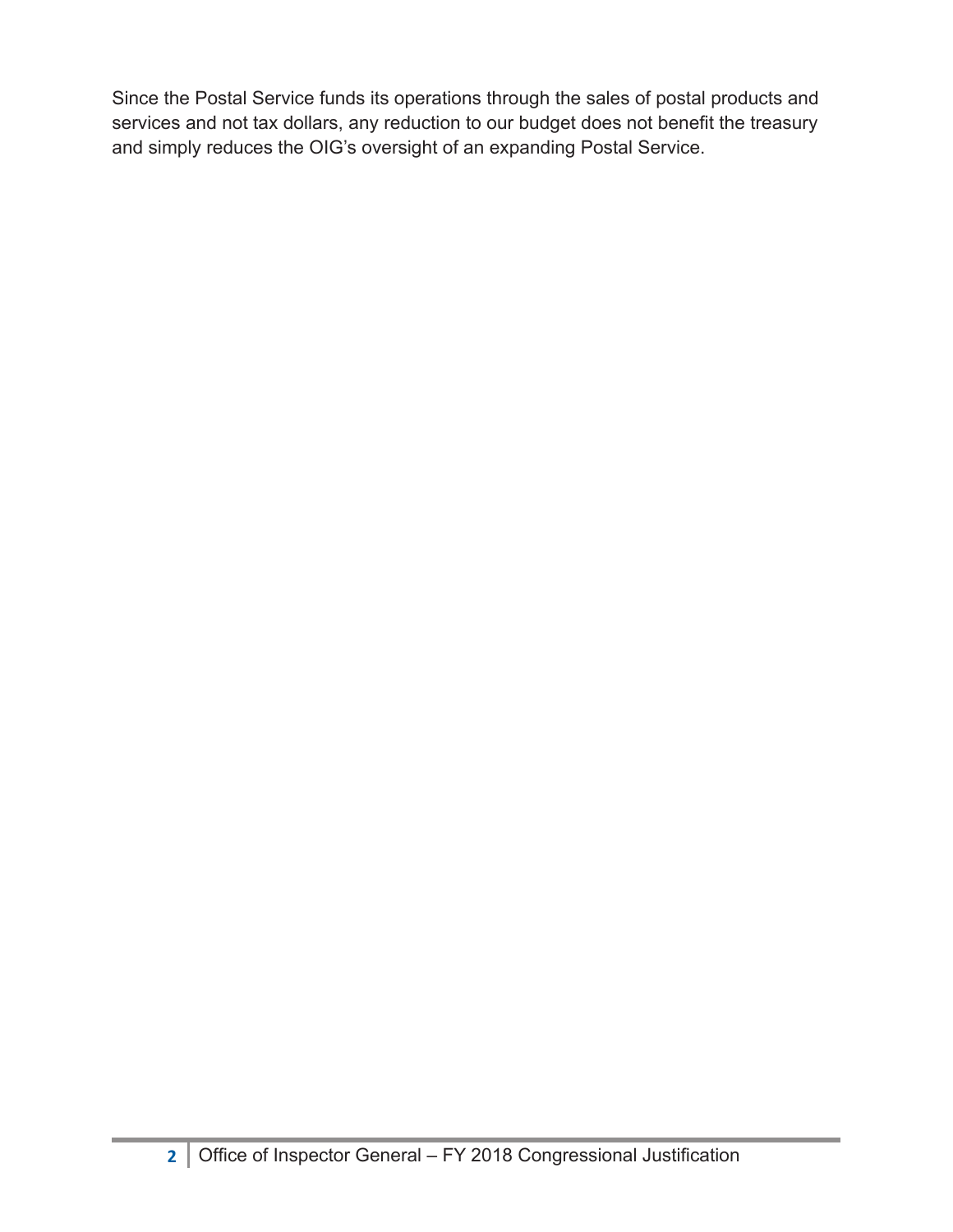Since the Postal Service funds its operations through the sales of postal products and services and not tax dollars, any reduction to our budget does not benefit the treasury and simply reduces the OIG's oversight of an expanding Postal Service.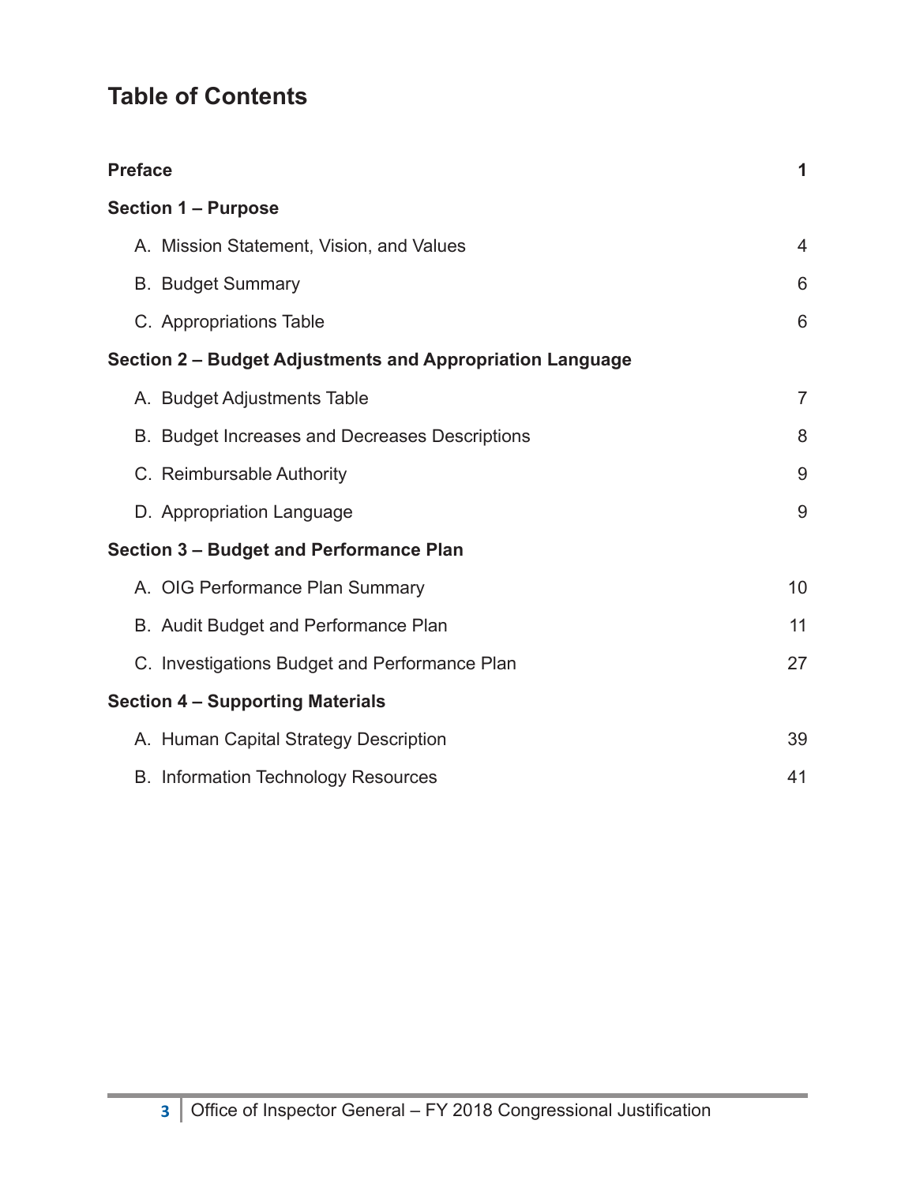# Table of Contents

| | |
|---|---|
| **Preface** | **1** |
| **Section 1 – Purpose** | |
| A. Mission Statement, Vision, and Values | 4 |
| B. Budget Summary | 6 |
| C. Appropriations Table | 6 |
| **Section 2 – Budget Adjustments and Appropriation Language** | |
| A. Budget Adjustments Table | 7 |
| B. Budget Increases and Decreases Descriptions | 8 |
| C. Reimbursable Authority | 9 |
| D. Appropriation Language | 9 |
| **Section 3 – Budget and Performance Plan** | |
| A. OIG Performance Plan Summary | 10 |
| B. Audit Budget and Performance Plan | 11 |
| C. Investigations Budget and Performance Plan | 27 |
| **Section 4 – Supporting Materials** | |
| A. Human Capital Strategy Description | 39 |
| B. Information Technology Resources | 41 |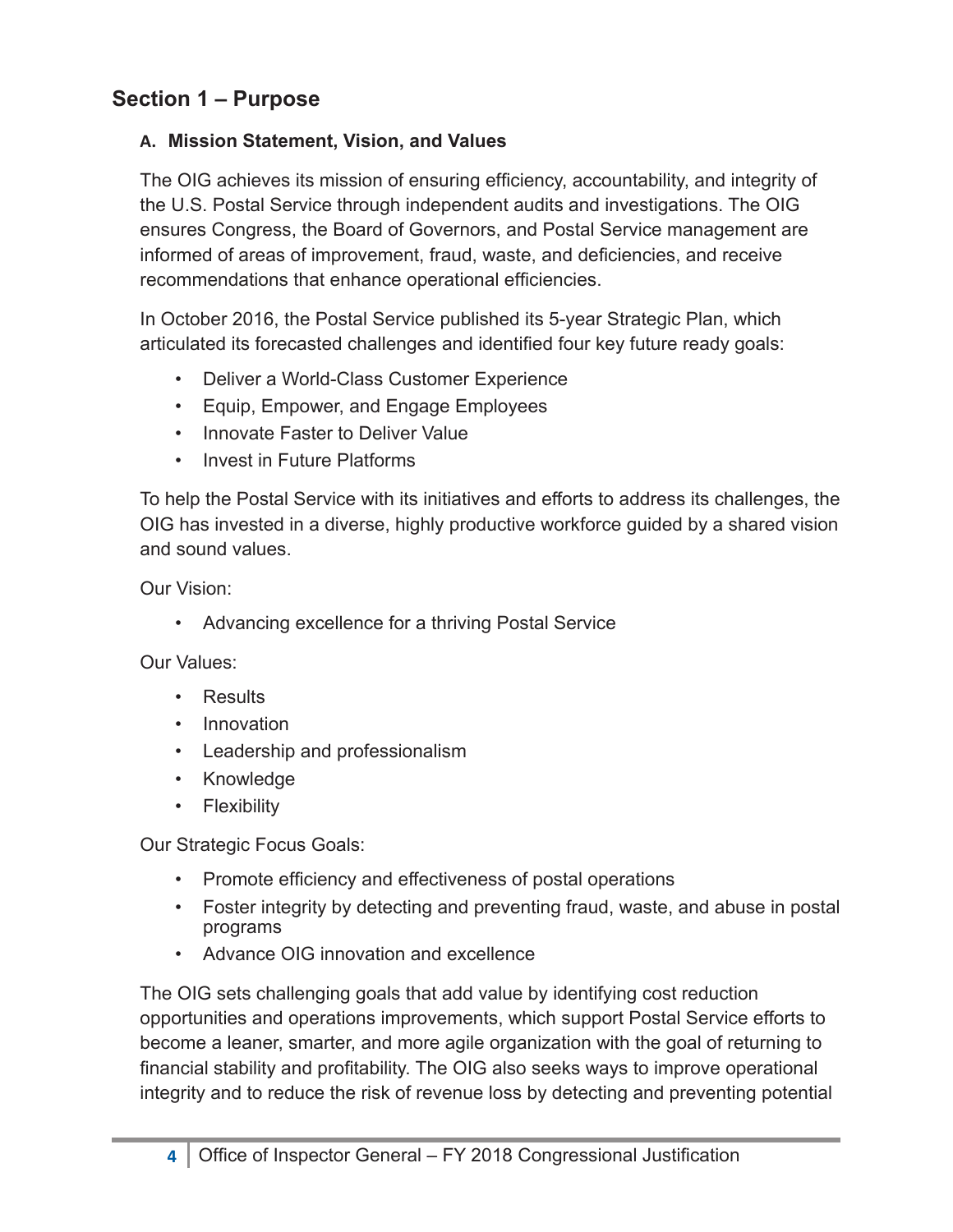## Section 1 – Purpose

### A. Mission Statement, Vision, and Values

The OIG achieves its mission of ensuring efficiency, accountability, and integrity of the U.S. Postal Service through independent audits and investigations. The OIG ensures Congress, the Board of Governors, and Postal Service management are informed of areas of improvement, fraud, waste, and deficiencies, and receive recommendations that enhance operational efficiencies.

In October 2016, the Postal Service published its 5-year Strategic Plan, which articulated its forecasted challenges and identified four key future ready goals:

- Deliver a World-Class Customer Experience
- Equip, Empower, and Engage Employees
- Innovate Faster to Deliver Value
- Invest in Future Platforms

To help the Postal Service with its initiatives and efforts to address its challenges, the OIG has invested in a diverse, highly productive workforce guided by a shared vision and sound values.

Our Vision:

- Advancing excellence for a thriving Postal Service

Our Values:

- Results
- Innovation
- Leadership and professionalism
- Knowledge
- Flexibility

Our Strategic Focus Goals:

- Promote efficiency and effectiveness of postal operations
- Foster integrity by detecting and preventing fraud, waste, and abuse in postal programs
- Advance OIG innovation and excellence

The OIG sets challenging goals that add value by identifying cost reduction opportunities and operations improvements, which support Postal Service efforts to become a leaner, smarter, and more agile organization with the goal of returning to financial stability and profitability. The OIG also seeks ways to improve operational integrity and to reduce the risk of revenue loss by detecting and preventing potential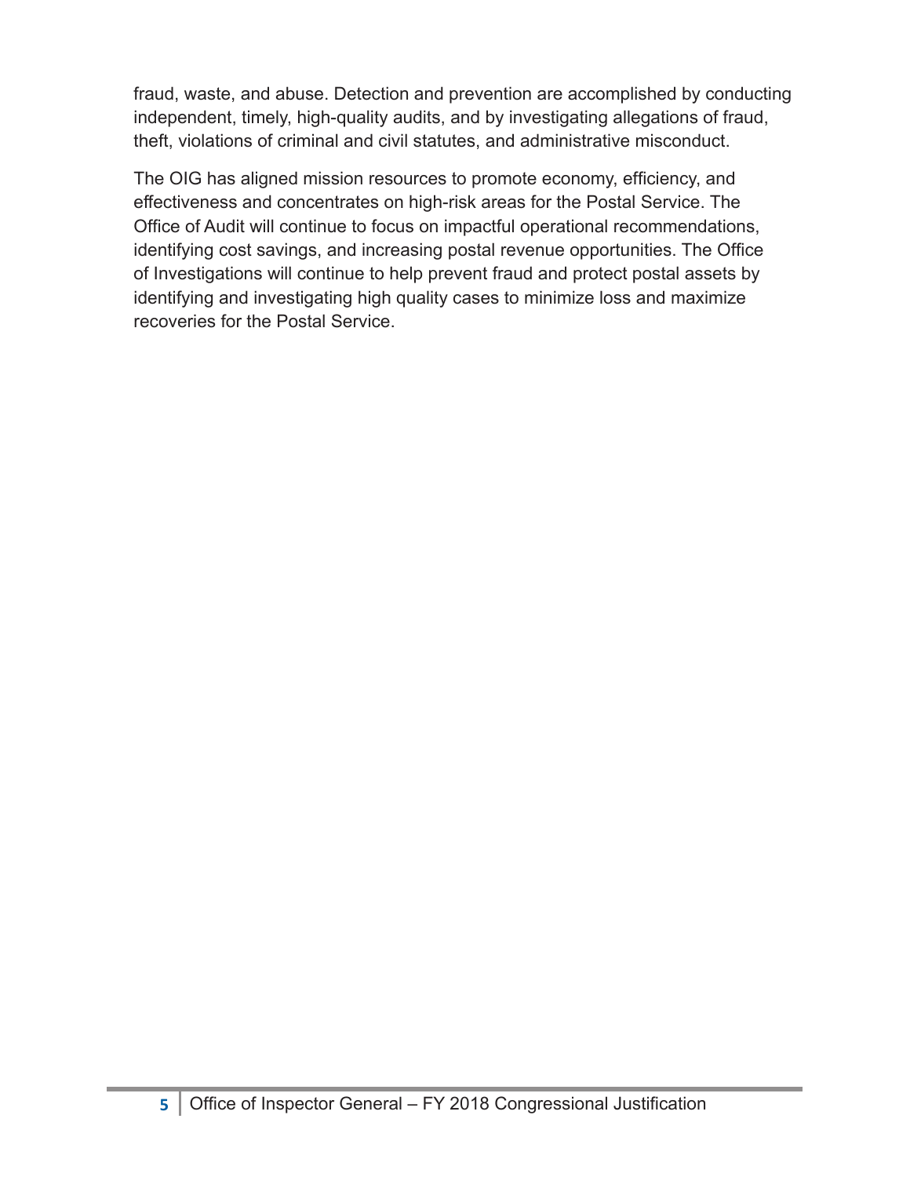fraud, waste, and abuse. Detection and prevention are accomplished by conducting independent, timely, high-quality audits, and by investigating allegations of fraud, theft, violations of criminal and civil statutes, and administrative misconduct.

The OIG has aligned mission resources to promote economy, efficiency, and effectiveness and concentrates on high-risk areas for the Postal Service. The Office of Audit will continue to focus on impactful operational recommendations, identifying cost savings, and increasing postal revenue opportunities. The Office of Investigations will continue to help prevent fraud and protect postal assets by identifying and investigating high quality cases to minimize loss and maximize recoveries for the Postal Service.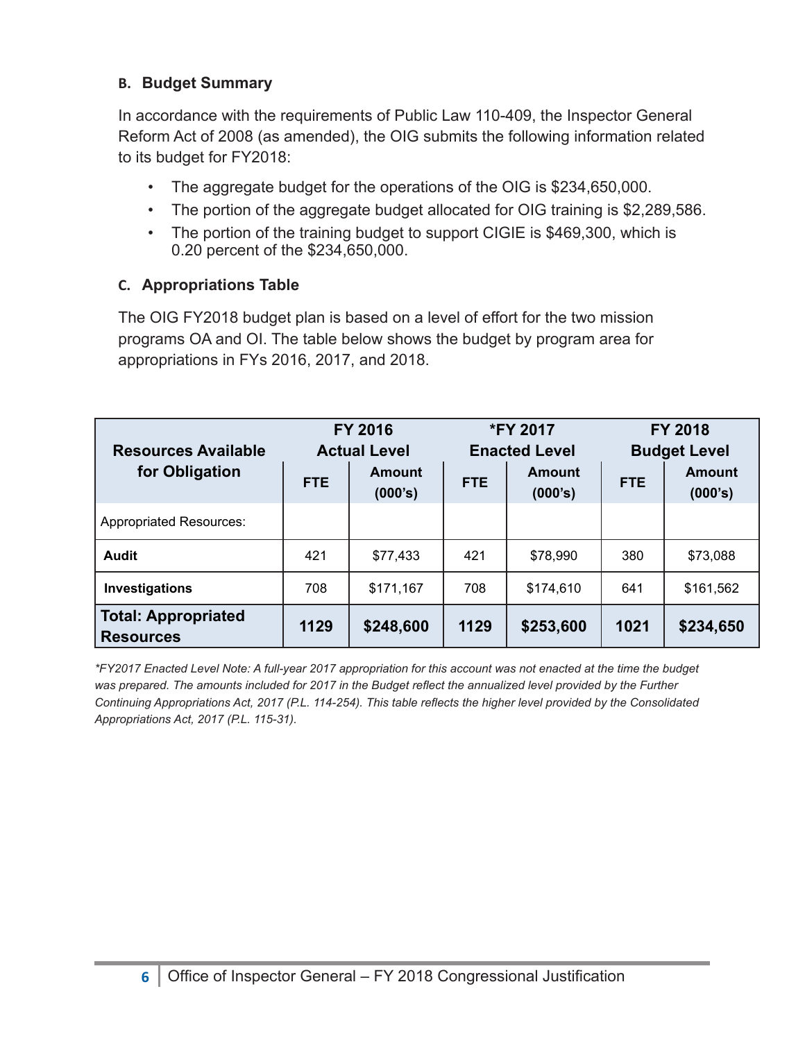### B. Budget Summary

In accordance with the requirements of Public Law 110-409, the Inspector General Reform Act of 2008 (as amended), the OIG submits the following information related to its budget for FY2018:

- The aggregate budget for the operations of the OIG is $234,650,000.
- The portion of the aggregate budget allocated for OIG training is $2,289,586.
- The portion of the training budget to support CIGIE is $469,300, which is 0.20 percent of the $234,650,000.

### C. Appropriations Table

The OIG FY2018 budget plan is based on a level of effort for the two mission programs OA and OI. The table below shows the budget by program area for appropriations in FYs 2016, 2017, and 2018.

| Resources Available for Obligation | FY 2016 Actual Level | | *FY 2017 Enacted Level | | FY 2018 Budget Level | |
|---|---|---|---|---|---|---|
| | FTE | Amount (000's) | FTE | Amount (000's) | FTE | Amount (000's) |
| Appropriated Resources: | | | | | | |
| **Audit** | 421 | $77,433 | 421 | $78,990 | 380 | $73,088 |
| **Investigations** | 708 | $171,167 | 708 | $174,610 | 641 | $161,562 |
| **Total: Appropriated Resources** | **1129** | **$248,600** | **1129** | **$253,600** | **1021** | **$234,650** |

*\*FY2017 Enacted Level Note: A full-year 2017 appropriation for this account was not enacted at the time the budget was prepared. The amounts included for 2017 in the Budget reflect the annualized level provided by the Further Continuing Appropriations Act, 2017 (P.L. 114-254). This table reflects the higher level provided by the Consolidated Appropriations Act, 2017 (P.L. 115-31).*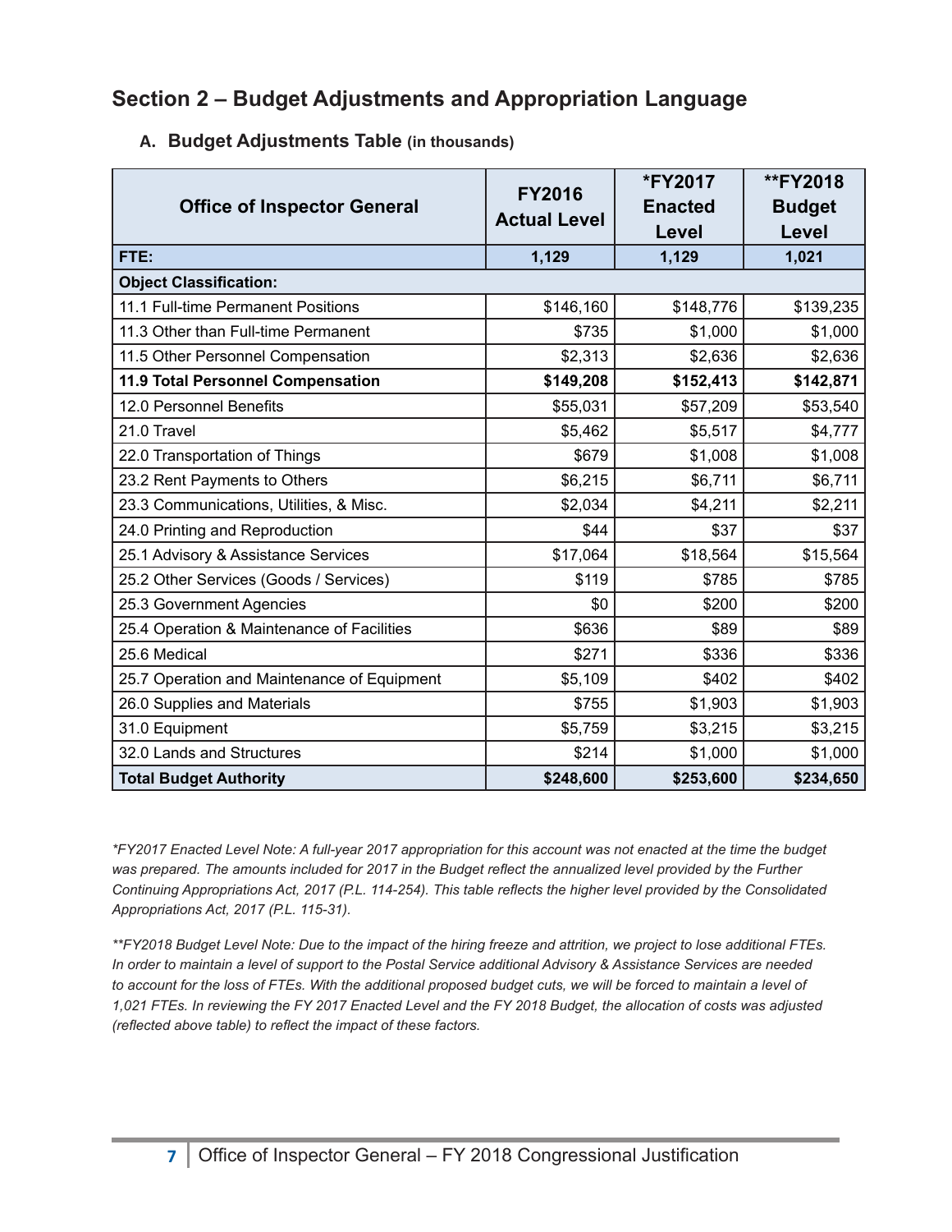## Section 2 – Budget Adjustments and Appropriation Language

### A. Budget Adjustments Table (in thousands)

| Office of Inspector General | FY2016 Actual Level | *FY2017 Enacted Level | **FY2018 Budget Level |
|---|---|---|---|
| **FTE:** | **1,129** | **1,129** | **1,021** |
| **Object Classification:** | | | |
| 11.1 Full-time Permanent Positions | $146,160 | $148,776 | $139,235 |
| 11.3 Other than Full-time Permanent | $735 | $1,000 | $1,000 |
| 11.5 Other Personnel Compensation | $2,313 | $2,636 | $2,636 |
| **11.9 Total Personnel Compensation** | **$149,208** | **$152,413** | **$142,871** |
| 12.0 Personnel Benefits | $55,031 | $57,209 | $53,540 |
| 21.0 Travel | $5,462 | $5,517 | $4,777 |
| 22.0 Transportation of Things | $679 | $1,008 | $1,008 |
| 23.2 Rent Payments to Others | $6,215 | $6,711 | $6,711 |
| 23.3 Communications, Utilities, & Misc. | $2,034 | $4,211 | $2,211 |
| 24.0 Printing and Reproduction | $44 | $37 | $37 |
| 25.1 Advisory & Assistance Services | $17,064 | $18,564 | $15,564 |
| 25.2 Other Services (Goods / Services) | $119 | $785 | $785 |
| 25.3 Government Agencies | $0 | $200 | $200 |
| 25.4 Operation & Maintenance of Facilities | $636 | $89 | $89 |
| 25.6 Medical | $271 | $336 | $336 |
| 25.7 Operation and Maintenance of Equipment | $5,109 | $402 | $402 |
| 26.0 Supplies and Materials | $755 | $1,903 | $1,903 |
| 31.0 Equipment | $5,759 | $3,215 | $3,215 |
| 32.0 Lands and Structures | $214 | $1,000 | $1,000 |
| **Total Budget Authority** | **$248,600** | **$253,600** | **$234,650** |

*\*FY2017 Enacted Level Note: A full-year 2017 appropriation for this account was not enacted at the time the budget was prepared. The amounts included for 2017 in the Budget reflect the annualized level provided by the Further Continuing Appropriations Act, 2017 (P.L. 114-254). This table reflects the higher level provided by the Consolidated Appropriations Act, 2017 (P.L. 115-31).*

*\*\*FY2018 Budget Level Note: Due to the impact of the hiring freeze and attrition, we project to lose additional FTEs. In order to maintain a level of support to the Postal Service additional Advisory & Assistance Services are needed to account for the loss of FTEs. With the additional proposed budget cuts, we will be forced to maintain a level of 1,021 FTEs. In reviewing the FY 2017 Enacted Level and the FY 2018 Budget, the allocation of costs was adjusted (reflected above table) to reflect the impact of these factors.*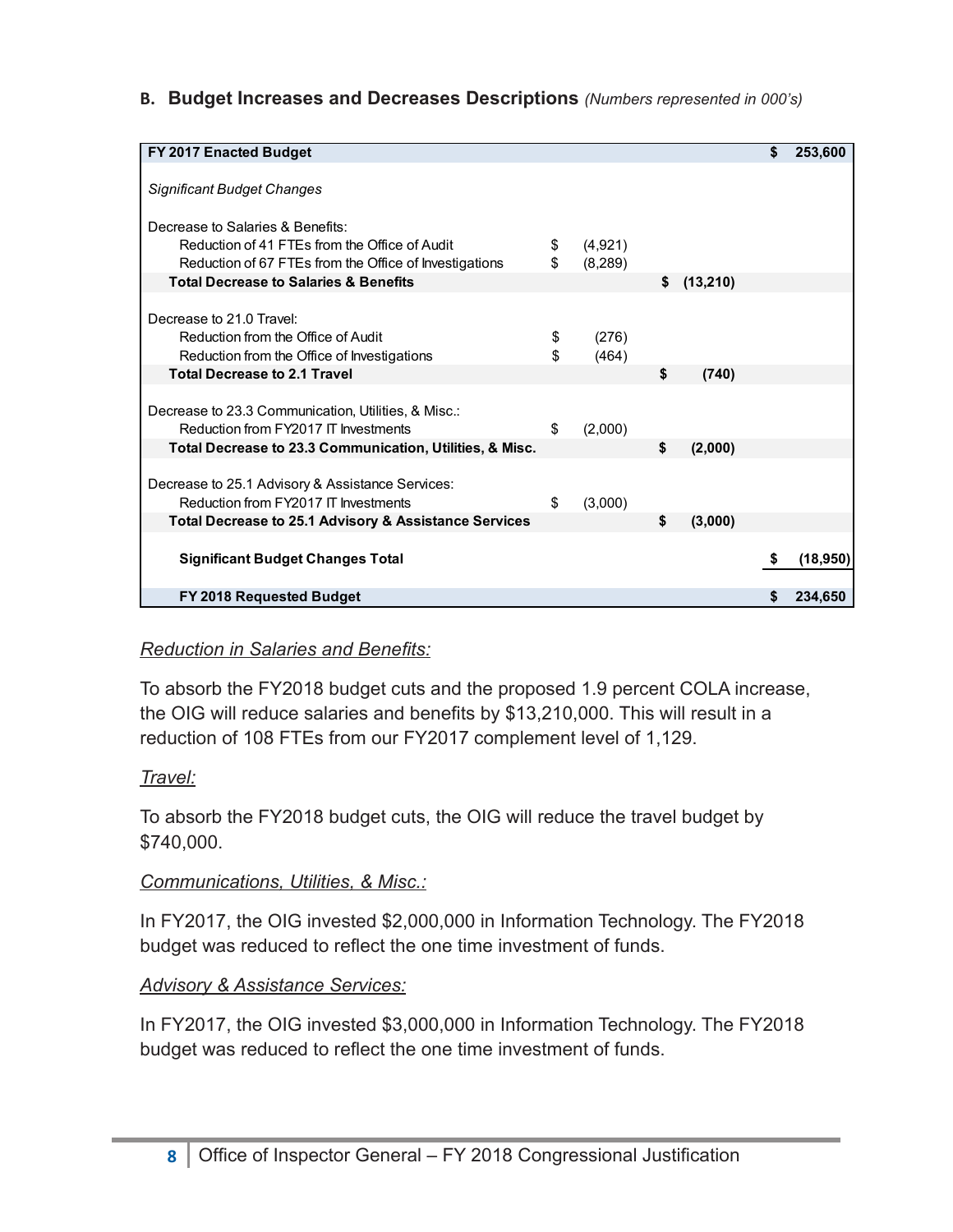### B. Budget Increases and Decreases Descriptions *(Numbers represented in 000's)*

| | | | |
|---|---|---|---|
| **FY 2017 Enacted Budget** | | | **$ 253,600** |
| *Significant Budget Changes* | | | |
| Decrease to Salaries & Benefits: | | | |
| Reduction of 41 FTEs from the Office of Audit | $ (4,921) | | |
| Reduction of 67 FTEs from the Office of Investigations | $ (8,289) | | |
| **Total Decrease to Salaries & Benefits** | | **$ (13,210)** | |
| Decrease to 21.0 Travel: | | | |
| Reduction from the Office of Audit | $ (276) | | |
| Reduction from the Office of Investigations | $ (464) | | |
| **Total Decrease to 2.1 Travel** | | **$ (740)** | |
| Decrease to 23.3 Communication, Utilities, & Misc.: | | | |
| Reduction from FY2017 IT Investments | $ (2,000) | | |
| **Total Decrease to 23.3 Communication, Utilities, & Misc.** | | **$ (2,000)** | |
| Decrease to 25.1 Advisory & Assistance Services: | | | |
| Reduction from FY2017 IT Investments | $ (3,000) | | |
| **Total Decrease to 25.1 Advisory & Assistance Services** | | **$ (3,000)** | |
| **Significant Budget Changes Total** | | | **$ (18,950)** |
| **FY 2018 Requested Budget** | | | **$ 234,650** |

*Reduction in Salaries and Benefits:*

To absorb the FY2018 budget cuts and the proposed 1.9 percent COLA increase, the OIG will reduce salaries and benefits by $13,210,000. This will result in a reduction of 108 FTEs from our FY2017 complement level of 1,129.

*Travel:*

To absorb the FY2018 budget cuts, the OIG will reduce the travel budget by $740,000.

*Communications, Utilities, & Misc.:*

In FY2017, the OIG invested $2,000,000 in Information Technology. The FY2018 budget was reduced to reflect the one time investment of funds.

*Advisory & Assistance Services:*

In FY2017, the OIG invested $3,000,000 in Information Technology. The FY2018 budget was reduced to reflect the one time investment of funds.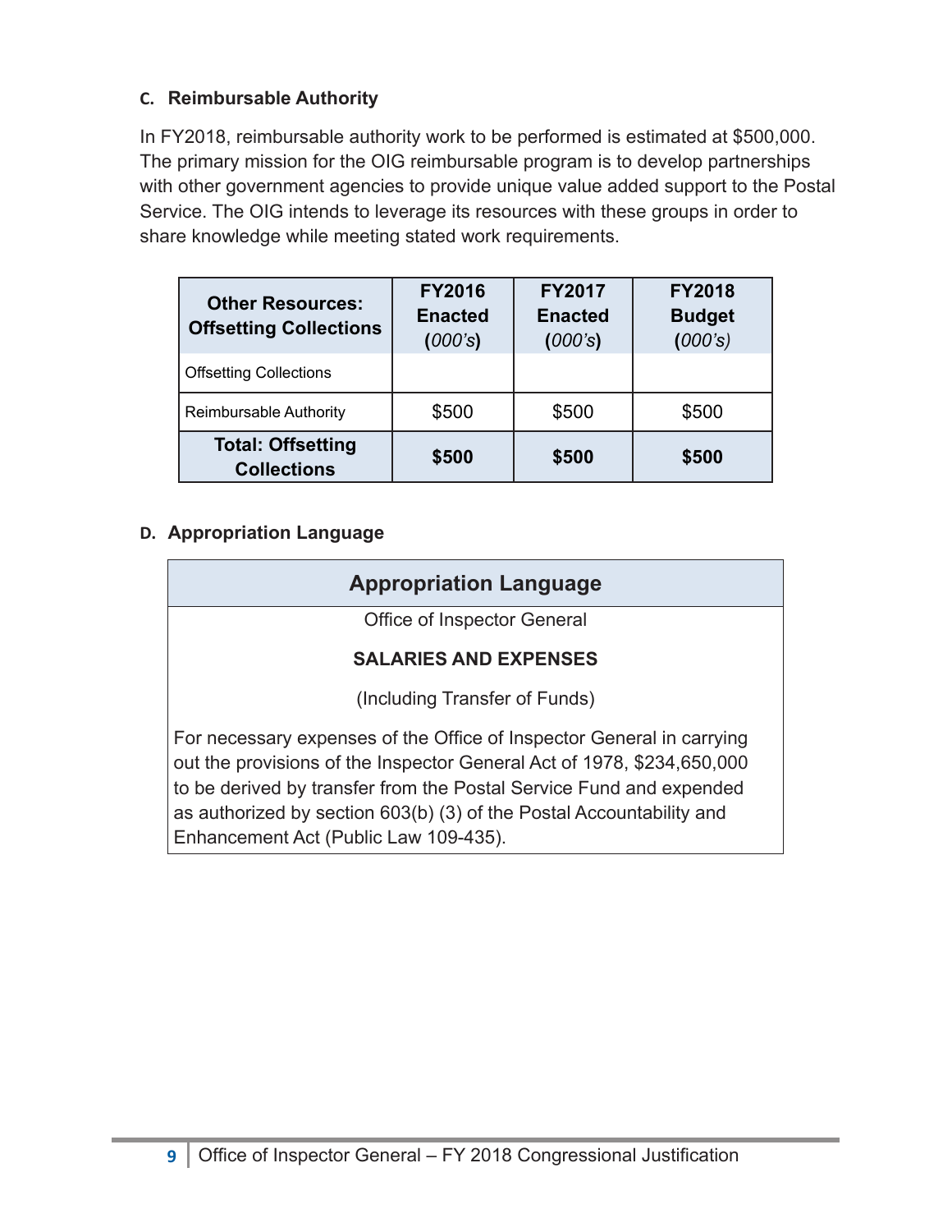### C. Reimbursable Authority

In FY2018, reimbursable authority work to be performed is estimated at $500,000. The primary mission for the OIG reimbursable program is to develop partnerships with other government agencies to provide unique value added support to the Postal Service. The OIG intends to leverage its resources with these groups in order to share knowledge while meeting stated work requirements.

| Other Resources: Offsetting Collections | FY2016 Enacted (*000's*) | FY2017 Enacted (*000's*) | FY2018 Budget (*000's*) |
|---|---|---|---|
| Offsetting Collections | | | |
| Reimbursable Authority | $500 | $500 | $500 |
| **Total: Offsetting Collections** | **$500** | **$500** | **$500** |

### D. Appropriation Language

| Appropriation Language |
|---|
| Office of Inspector General<br><br>**SALARIES AND EXPENSES**<br><br>(Including Transfer of Funds)<br><br>For necessary expenses of the Office of Inspector General in carrying out the provisions of the Inspector General Act of 1978, $234,650,000 to be derived by transfer from the Postal Service Fund and expended as authorized by section 603(b) (3) of the Postal Accountability and Enhancement Act (Public Law 109-435). |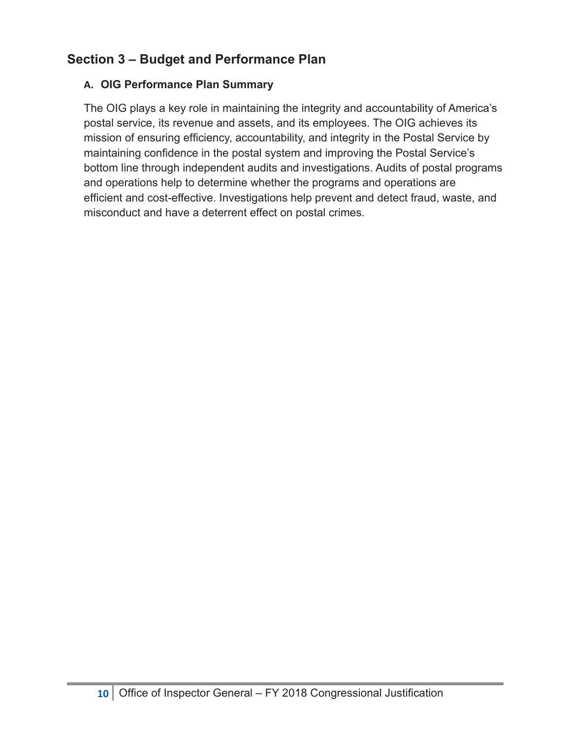## Section 3 – Budget and Performance Plan

### A. OIG Performance Plan Summary

The OIG plays a key role in maintaining the integrity and accountability of America's postal service, its revenue and assets, and its employees. The OIG achieves its mission of ensuring efficiency, accountability, and integrity in the Postal Service by maintaining confidence in the postal system and improving the Postal Service's bottom line through independent audits and investigations. Audits of postal programs and operations help to determine whether the programs and operations are efficient and cost-effective. Investigations help prevent and detect fraud, waste, and misconduct and have a deterrent effect on postal crimes.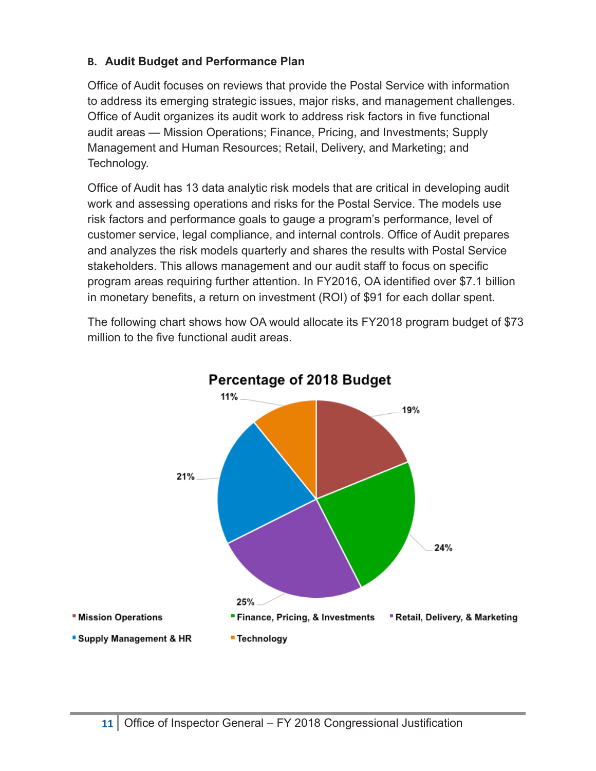### B. Audit Budget and Performance Plan

Office of Audit focuses on reviews that provide the Postal Service with information to address its emerging strategic issues, major risks, and management challenges. Office of Audit organizes its audit work to address risk factors in five functional audit areas — Mission Operations; Finance, Pricing, and Investments; Supply Management and Human Resources; Retail, Delivery, and Marketing; and Technology.

Office of Audit has 13 data analytic risk models that are critical in developing audit work and assessing operations and risks for the Postal Service. The models use risk factors and performance goals to gauge a program's performance, level of customer service, legal compliance, and internal controls. Office of Audit prepares and analyzes the risk models quarterly and shares the results with Postal Service stakeholders. This allows management and our audit staff to focus on specific program areas requiring further attention. In FY2016, OA identified over $7.1 billion in monetary benefits, a return on investment (ROI) of $91 for each dollar spent.

The following chart shows how OA would allocate its FY2018 program budget of $73 million to the five functional audit areas.

**Percentage of 2018 Budget**

| Functional Audit Area | Percentage |
| --- | --- |
| Mission Operations | 19% |
| Finance, Pricing, & Investments | 24% |
| Retail, Delivery, & Marketing | 25% |
| Supply Management & HR | 21% |
| Technology | 11% |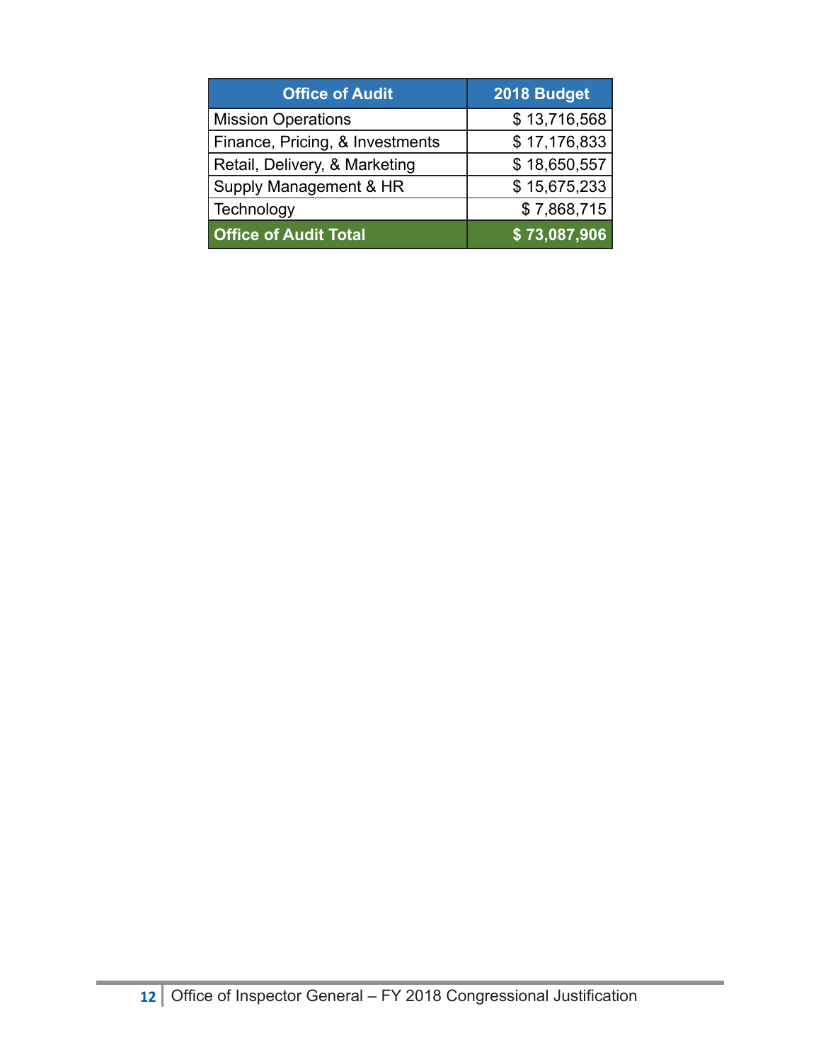| Office of Audit | 2018 Budget |
|---|---|
| Mission Operations | $ 13,716,568 |
| Finance, Pricing, & Investments | $ 17,176,833 |
| Retail, Delivery, & Marketing | $ 18,650,557 |
| Supply Management & HR | $ 15,675,233 |
| Technology | $ 7,868,715 |
| **Office of Audit Total** | **$ 73,087,906** |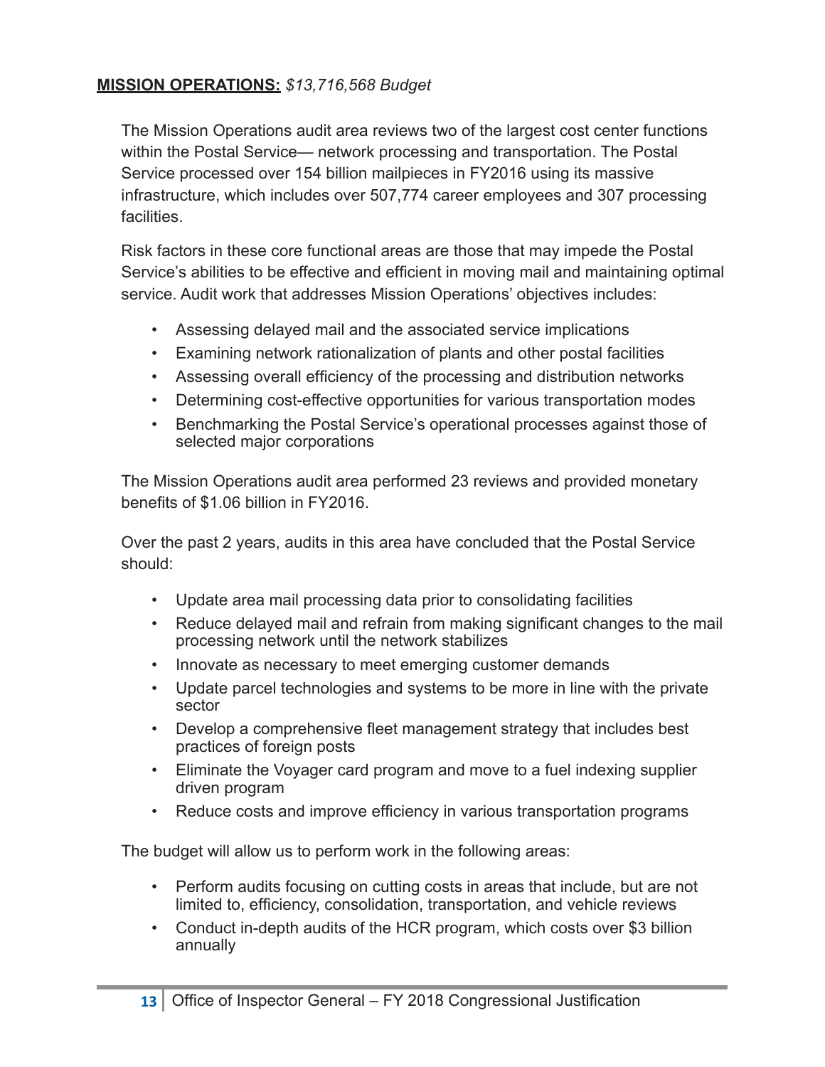**MISSION OPERATIONS:** *$13,716,568 Budget*

The Mission Operations audit area reviews two of the largest cost center functions within the Postal Service— network processing and transportation. The Postal Service processed over 154 billion mailpieces in FY2016 using its massive infrastructure, which includes over 507,774 career employees and 307 processing facilities.

Risk factors in these core functional areas are those that may impede the Postal Service's abilities to be effective and efficient in moving mail and maintaining optimal service. Audit work that addresses Mission Operations' objectives includes:

- Assessing delayed mail and the associated service implications
- Examining network rationalization of plants and other postal facilities
- Assessing overall efficiency of the processing and distribution networks
- Determining cost-effective opportunities for various transportation modes
- Benchmarking the Postal Service's operational processes against those of selected major corporations

The Mission Operations audit area performed 23 reviews and provided monetary benefits of $1.06 billion in FY2016.

Over the past 2 years, audits in this area have concluded that the Postal Service should:

- Update area mail processing data prior to consolidating facilities
- Reduce delayed mail and refrain from making significant changes to the mail processing network until the network stabilizes
- Innovate as necessary to meet emerging customer demands
- Update parcel technologies and systems to be more in line with the private sector
- Develop a comprehensive fleet management strategy that includes best practices of foreign posts
- Eliminate the Voyager card program and move to a fuel indexing supplier driven program
- Reduce costs and improve efficiency in various transportation programs

The budget will allow us to perform work in the following areas:

- Perform audits focusing on cutting costs in areas that include, but are not limited to, efficiency, consolidation, transportation, and vehicle reviews
- Conduct in-depth audits of the HCR program, which costs over $3 billion annually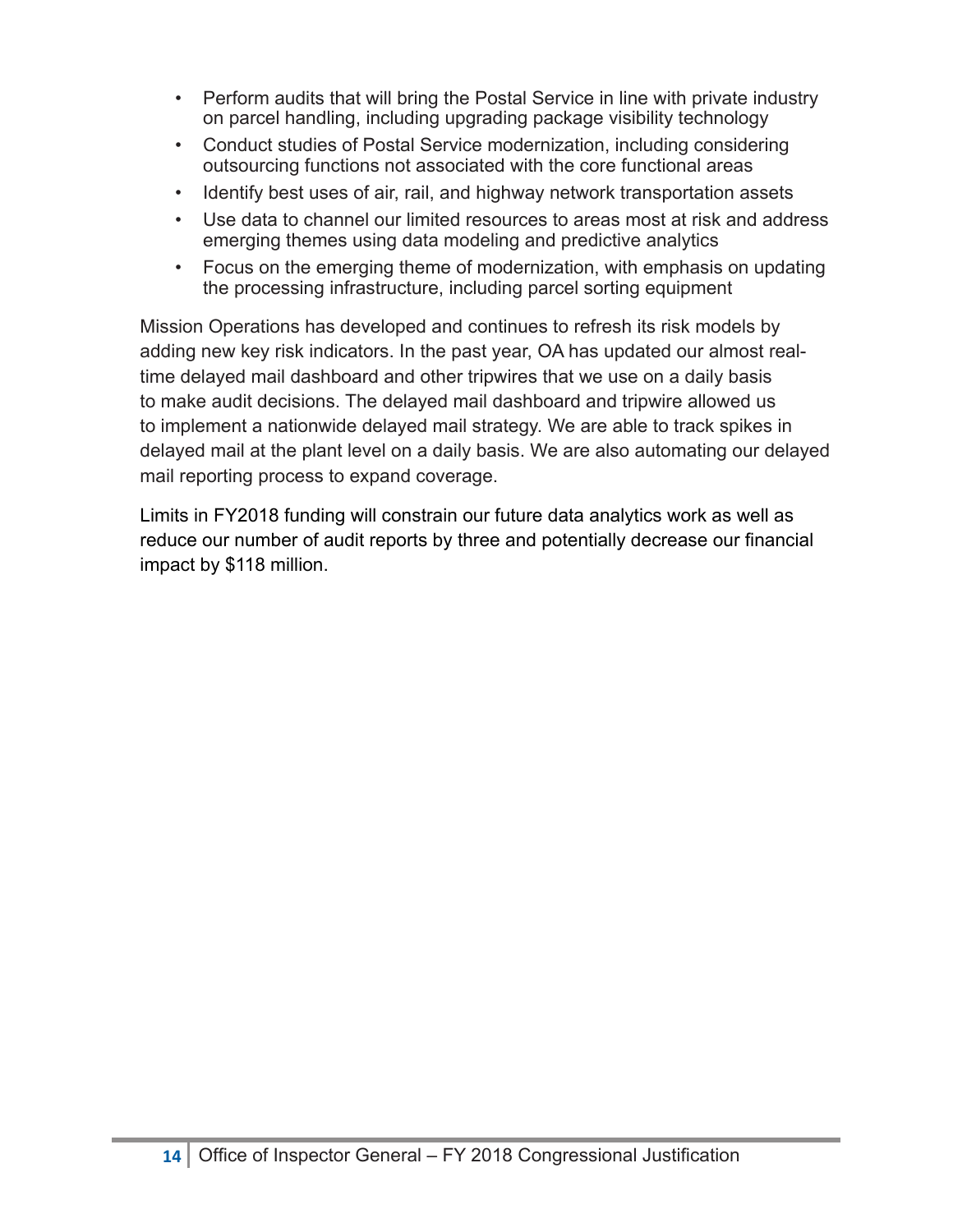- Perform audits that will bring the Postal Service in line with private industry on parcel handling, including upgrading package visibility technology
- Conduct studies of Postal Service modernization, including considering outsourcing functions not associated with the core functional areas
- Identify best uses of air, rail, and highway network transportation assets
- Use data to channel our limited resources to areas most at risk and address emerging themes using data modeling and predictive analytics
- Focus on the emerging theme of modernization, with emphasis on updating the processing infrastructure, including parcel sorting equipment

Mission Operations has developed and continues to refresh its risk models by adding new key risk indicators. In the past year, OA has updated our almost real-time delayed mail dashboard and other tripwires that we use on a daily basis to make audit decisions. The delayed mail dashboard and tripwire allowed us to implement a nationwide delayed mail strategy. We are able to track spikes in delayed mail at the plant level on a daily basis. We are also automating our delayed mail reporting process to expand coverage.

Limits in FY2018 funding will constrain our future data analytics work as well as reduce our number of audit reports by three and potentially decrease our financial impact by $118 million.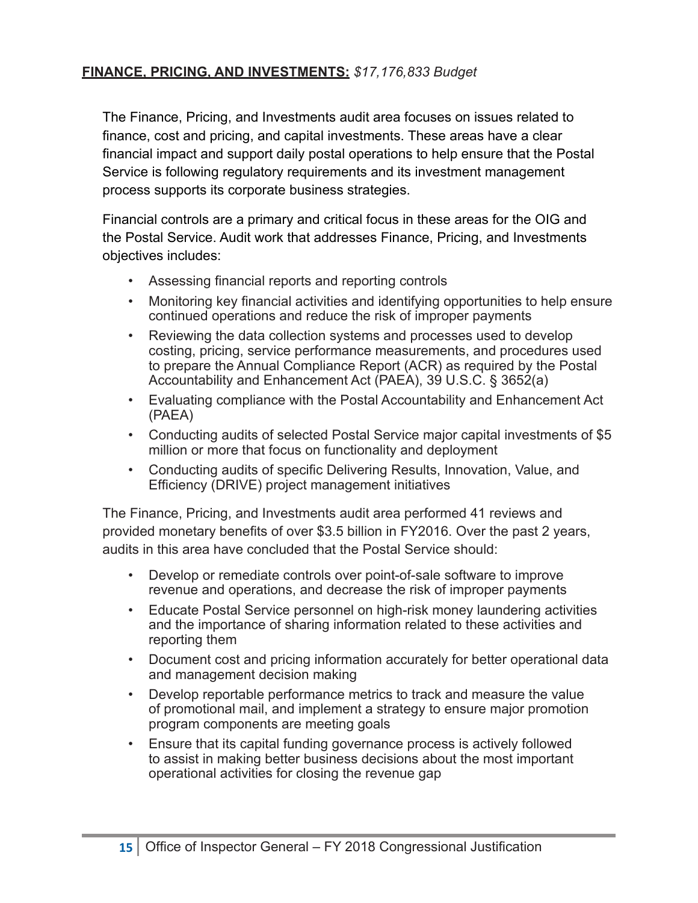**<u>FINANCE, PRICING, AND INVESTMENTS:</u>** *$17,176,833 Budget*

The Finance, Pricing, and Investments audit area focuses on issues related to finance, cost and pricing, and capital investments. These areas have a clear financial impact and support daily postal operations to help ensure that the Postal Service is following regulatory requirements and its investment management process supports its corporate business strategies.

Financial controls are a primary and critical focus in these areas for the OIG and the Postal Service. Audit work that addresses Finance, Pricing, and Investments objectives includes:

- Assessing financial reports and reporting controls
- Monitoring key financial activities and identifying opportunities to help ensure continued operations and reduce the risk of improper payments
- Reviewing the data collection systems and processes used to develop costing, pricing, service performance measurements, and procedures used to prepare the Annual Compliance Report (ACR) as required by the Postal Accountability and Enhancement Act (PAEA), 39 U.S.C. § 3652(a)
- Evaluating compliance with the Postal Accountability and Enhancement Act (PAEA)
- Conducting audits of selected Postal Service major capital investments of $5 million or more that focus on functionality and deployment
- Conducting audits of specific Delivering Results, Innovation, Value, and Efficiency (DRIVE) project management initiatives

The Finance, Pricing, and Investments audit area performed 41 reviews and provided monetary benefits of over $3.5 billion in FY2016. Over the past 2 years, audits in this area have concluded that the Postal Service should:

- Develop or remediate controls over point-of-sale software to improve revenue and operations, and decrease the risk of improper payments
- Educate Postal Service personnel on high-risk money laundering activities and the importance of sharing information related to these activities and reporting them
- Document cost and pricing information accurately for better operational data and management decision making
- Develop reportable performance metrics to track and measure the value of promotional mail, and implement a strategy to ensure major promotion program components are meeting goals
- Ensure that its capital funding governance process is actively followed to assist in making better business decisions about the most important operational activities for closing the revenue gap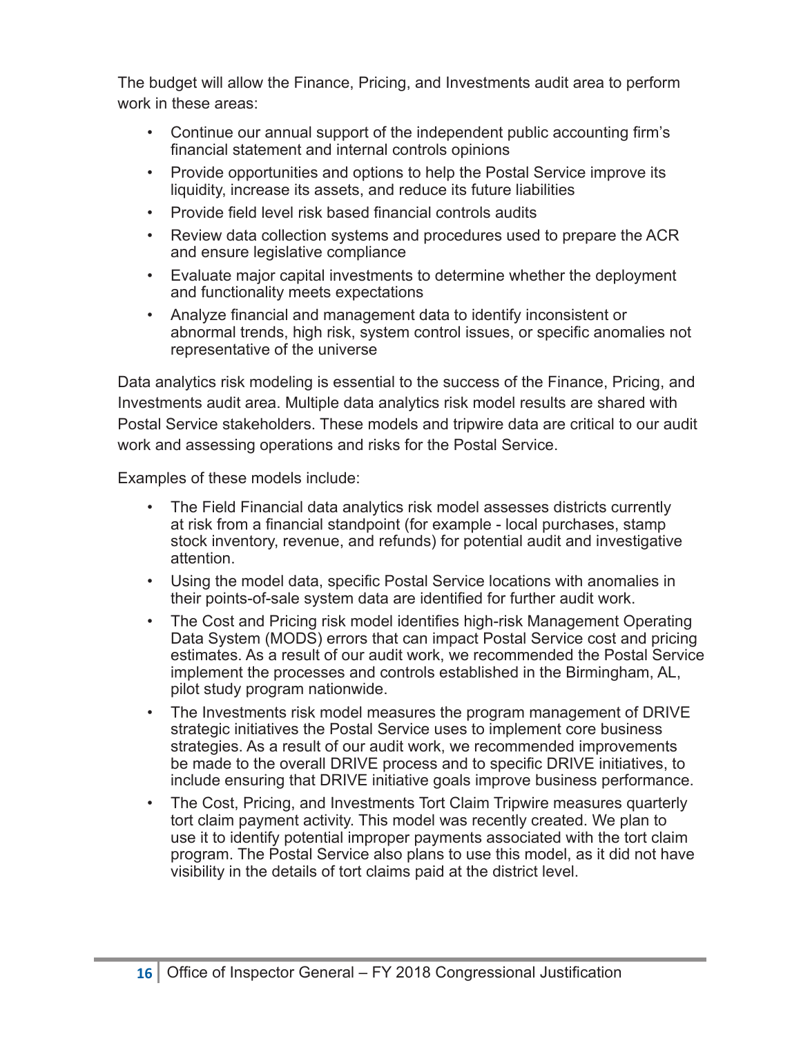The budget will allow the Finance, Pricing, and Investments audit area to perform work in these areas:

- Continue our annual support of the independent public accounting firm's financial statement and internal controls opinions
- Provide opportunities and options to help the Postal Service improve its liquidity, increase its assets, and reduce its future liabilities
- Provide field level risk based financial controls audits
- Review data collection systems and procedures used to prepare the ACR and ensure legislative compliance
- Evaluate major capital investments to determine whether the deployment and functionality meets expectations
- Analyze financial and management data to identify inconsistent or abnormal trends, high risk, system control issues, or specific anomalies not representative of the universe

Data analytics risk modeling is essential to the success of the Finance, Pricing, and Investments audit area. Multiple data analytics risk model results are shared with Postal Service stakeholders. These models and tripwire data are critical to our audit work and assessing operations and risks for the Postal Service.

Examples of these models include:

- The Field Financial data analytics risk model assesses districts currently at risk from a financial standpoint (for example - local purchases, stamp stock inventory, revenue, and refunds) for potential audit and investigative attention.
- Using the model data, specific Postal Service locations with anomalies in their points-of-sale system data are identified for further audit work.
- The Cost and Pricing risk model identifies high-risk Management Operating Data System (MODS) errors that can impact Postal Service cost and pricing estimates. As a result of our audit work, we recommended the Postal Service implement the processes and controls established in the Birmingham, AL, pilot study program nationwide.
- The Investments risk model measures the program management of DRIVE strategic initiatives the Postal Service uses to implement core business strategies. As a result of our audit work, we recommended improvements be made to the overall DRIVE process and to specific DRIVE initiatives, to include ensuring that DRIVE initiative goals improve business performance.
- The Cost, Pricing, and Investments Tort Claim Tripwire measures quarterly tort claim payment activity. This model was recently created. We plan to use it to identify potential improper payments associated with the tort claim program. The Postal Service also plans to use this model, as it did not have visibility in the details of tort claims paid at the district level.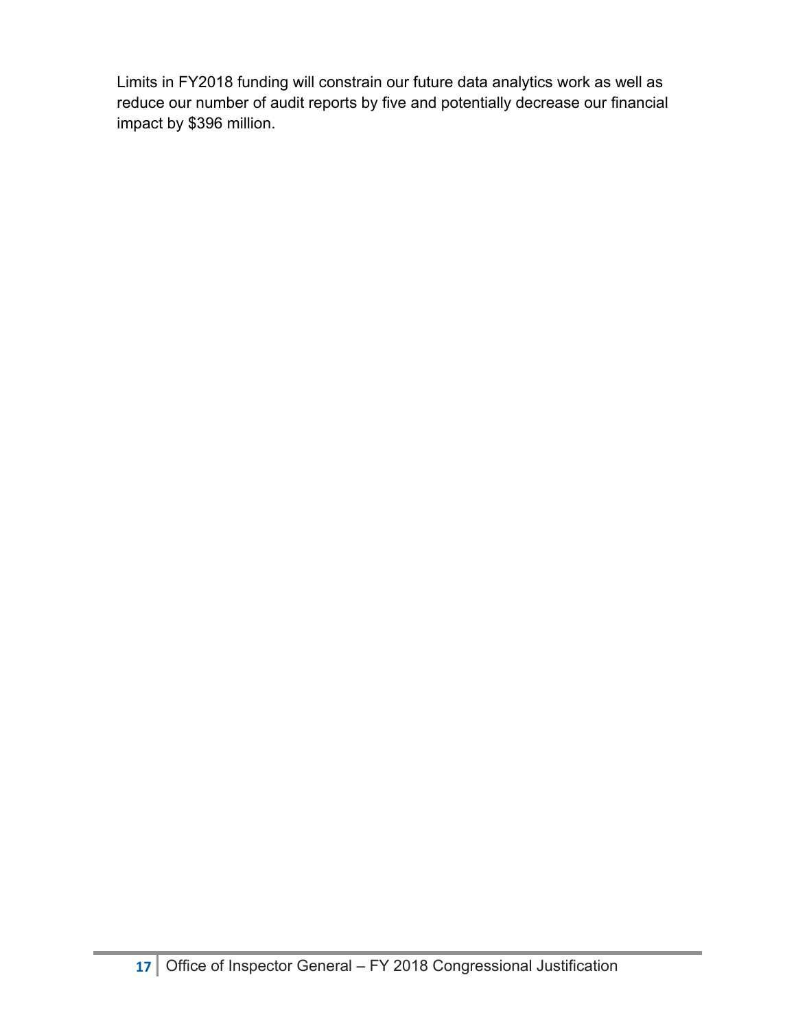Limits in FY2018 funding will constrain our future data analytics work as well as reduce our number of audit reports by five and potentially decrease our financial impact by $396 million.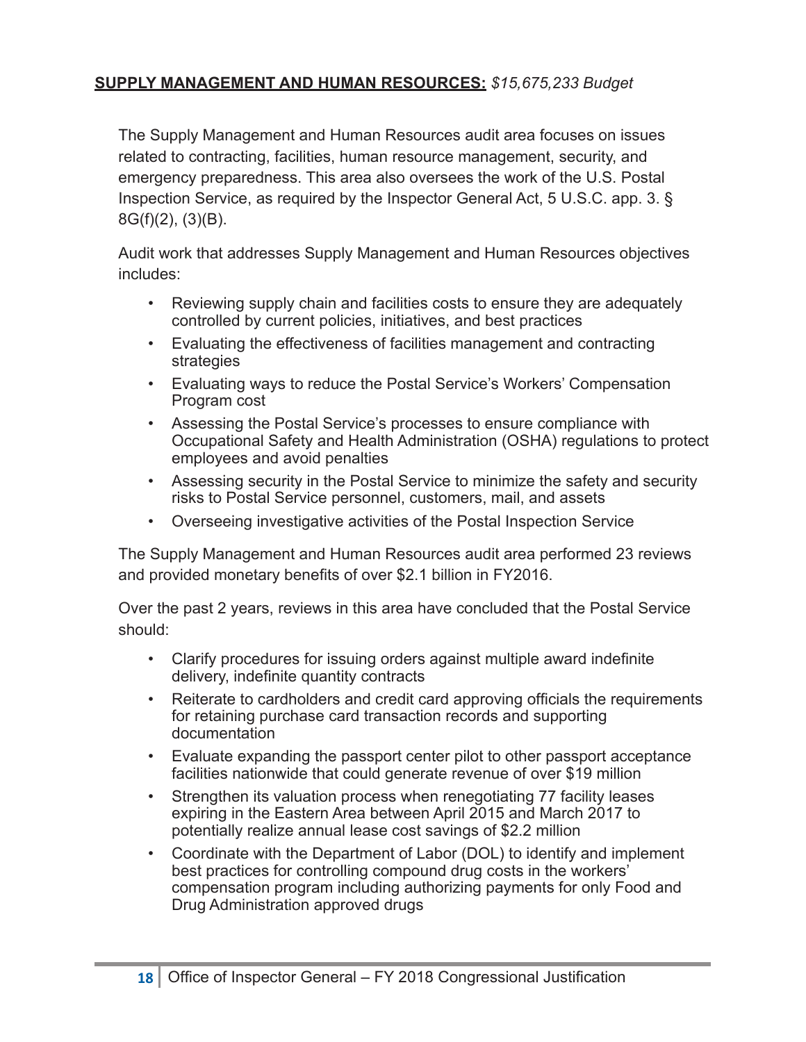**SUPPLY MANAGEMENT AND HUMAN RESOURCES:** *$15,675,233 Budget*

The Supply Management and Human Resources audit area focuses on issues related to contracting, facilities, human resource management, security, and emergency preparedness. This area also oversees the work of the U.S. Postal Inspection Service, as required by the Inspector General Act, 5 U.S.C. app. 3. § 8G(f)(2), (3)(B).

Audit work that addresses Supply Management and Human Resources objectives includes:

- Reviewing supply chain and facilities costs to ensure they are adequately controlled by current policies, initiatives, and best practices
- Evaluating the effectiveness of facilities management and contracting strategies
- Evaluating ways to reduce the Postal Service's Workers' Compensation Program cost
- Assessing the Postal Service's processes to ensure compliance with Occupational Safety and Health Administration (OSHA) regulations to protect employees and avoid penalties
- Assessing security in the Postal Service to minimize the safety and security risks to Postal Service personnel, customers, mail, and assets
- Overseeing investigative activities of the Postal Inspection Service

The Supply Management and Human Resources audit area performed 23 reviews and provided monetary benefits of over $2.1 billion in FY2016.

Over the past 2 years, reviews in this area have concluded that the Postal Service should:

- Clarify procedures for issuing orders against multiple award indefinite delivery, indefinite quantity contracts
- Reiterate to cardholders and credit card approving officials the requirements for retaining purchase card transaction records and supporting documentation
- Evaluate expanding the passport center pilot to other passport acceptance facilities nationwide that could generate revenue of over $19 million
- Strengthen its valuation process when renegotiating 77 facility leases expiring in the Eastern Area between April 2015 and March 2017 to potentially realize annual lease cost savings of $2.2 million
- Coordinate with the Department of Labor (DOL) to identify and implement best practices for controlling compound drug costs in the workers' compensation program including authorizing payments for only Food and Drug Administration approved drugs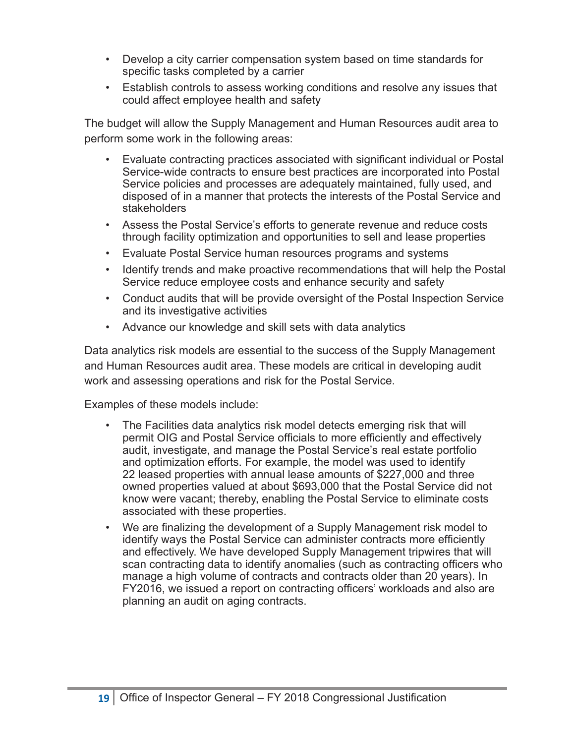- Develop a city carrier compensation system based on time standards for specific tasks completed by a carrier
- Establish controls to assess working conditions and resolve any issues that could affect employee health and safety

The budget will allow the Supply Management and Human Resources audit area to perform some work in the following areas:

- Evaluate contracting practices associated with significant individual or Postal Service-wide contracts to ensure best practices are incorporated into Postal Service policies and processes are adequately maintained, fully used, and disposed of in a manner that protects the interests of the Postal Service and stakeholders
- Assess the Postal Service's efforts to generate revenue and reduce costs through facility optimization and opportunities to sell and lease properties
- Evaluate Postal Service human resources programs and systems
- Identify trends and make proactive recommendations that will help the Postal Service reduce employee costs and enhance security and safety
- Conduct audits that will be provide oversight of the Postal Inspection Service and its investigative activities
- Advance our knowledge and skill sets with data analytics

Data analytics risk models are essential to the success of the Supply Management and Human Resources audit area. These models are critical in developing audit work and assessing operations and risk for the Postal Service.

Examples of these models include:

- The Facilities data analytics risk model detects emerging risk that will permit OIG and Postal Service officials to more efficiently and effectively audit, investigate, and manage the Postal Service's real estate portfolio and optimization efforts. For example, the model was used to identify 22 leased properties with annual lease amounts of $227,000 and three owned properties valued at about $693,000 that the Postal Service did not know were vacant; thereby, enabling the Postal Service to eliminate costs associated with these properties.
- We are finalizing the development of a Supply Management risk model to identify ways the Postal Service can administer contracts more efficiently and effectively. We have developed Supply Management tripwires that will scan contracting data to identify anomalies (such as contracting officers who manage a high volume of contracts and contracts older than 20 years). In FY2016, we issued a report on contracting officers' workloads and also are planning an audit on aging contracts.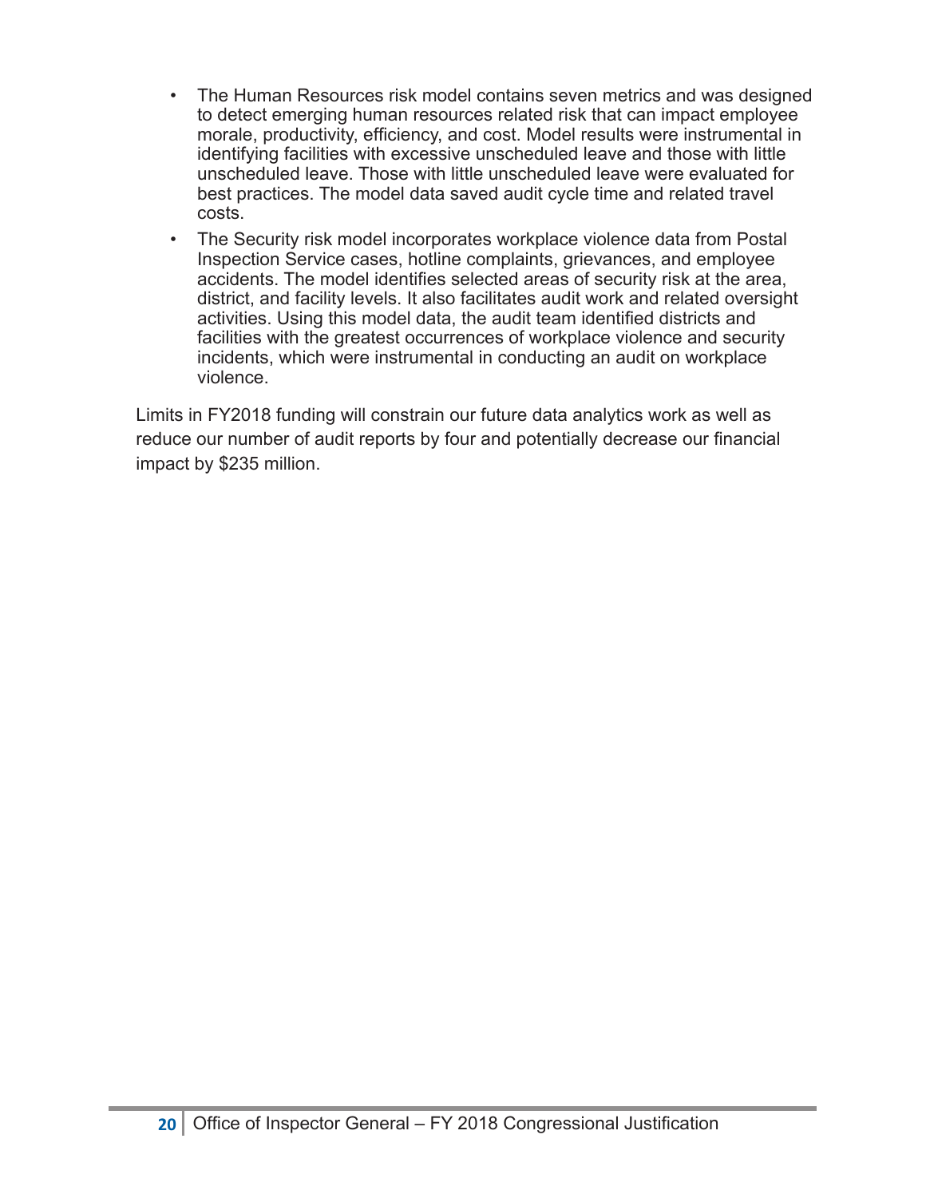- The Human Resources risk model contains seven metrics and was designed to detect emerging human resources related risk that can impact employee morale, productivity, efficiency, and cost. Model results were instrumental in identifying facilities with excessive unscheduled leave and those with little unscheduled leave. Those with little unscheduled leave were evaluated for best practices. The model data saved audit cycle time and related travel costs.
- The Security risk model incorporates workplace violence data from Postal Inspection Service cases, hotline complaints, grievances, and employee accidents. The model identifies selected areas of security risk at the area, district, and facility levels. It also facilitates audit work and related oversight activities. Using this model data, the audit team identified districts and facilities with the greatest occurrences of workplace violence and security incidents, which were instrumental in conducting an audit on workplace violence.

Limits in FY2018 funding will constrain our future data analytics work as well as reduce our number of audit reports by four and potentially decrease our financial impact by $235 million.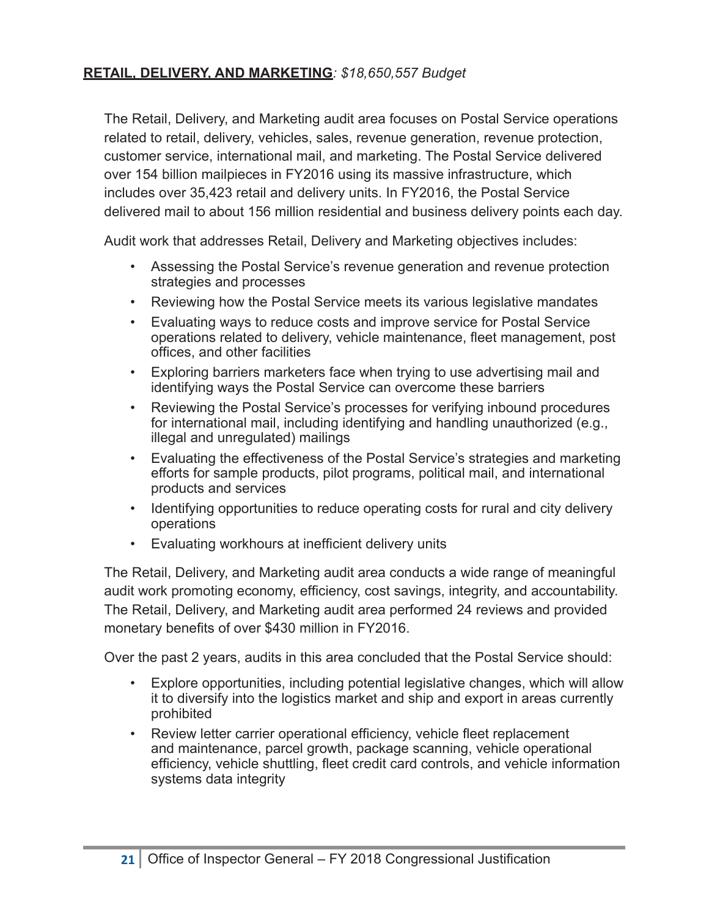**RETAIL, DELIVERY, AND MARKETING**: *$18,650,557 Budget*

The Retail, Delivery, and Marketing audit area focuses on Postal Service operations related to retail, delivery, vehicles, sales, revenue generation, revenue protection, customer service, international mail, and marketing. The Postal Service delivered over 154 billion mailpieces in FY2016 using its massive infrastructure, which includes over 35,423 retail and delivery units. In FY2016, the Postal Service delivered mail to about 156 million residential and business delivery points each day.

Audit work that addresses Retail, Delivery and Marketing objectives includes:

- Assessing the Postal Service's revenue generation and revenue protection strategies and processes
- Reviewing how the Postal Service meets its various legislative mandates
- Evaluating ways to reduce costs and improve service for Postal Service operations related to delivery, vehicle maintenance, fleet management, post offices, and other facilities
- Exploring barriers marketers face when trying to use advertising mail and identifying ways the Postal Service can overcome these barriers
- Reviewing the Postal Service's processes for verifying inbound procedures for international mail, including identifying and handling unauthorized (e.g., illegal and unregulated) mailings
- Evaluating the effectiveness of the Postal Service's strategies and marketing efforts for sample products, pilot programs, political mail, and international products and services
- Identifying opportunities to reduce operating costs for rural and city delivery operations
- Evaluating workhours at inefficient delivery units

The Retail, Delivery, and Marketing audit area conducts a wide range of meaningful audit work promoting economy, efficiency, cost savings, integrity, and accountability. The Retail, Delivery, and Marketing audit area performed 24 reviews and provided monetary benefits of over $430 million in FY2016.

Over the past 2 years, audits in this area concluded that the Postal Service should:

- Explore opportunities, including potential legislative changes, which will allow it to diversify into the logistics market and ship and export in areas currently prohibited
- Review letter carrier operational efficiency, vehicle fleet replacement and maintenance, parcel growth, package scanning, vehicle operational efficiency, vehicle shuttling, fleet credit card controls, and vehicle information systems data integrity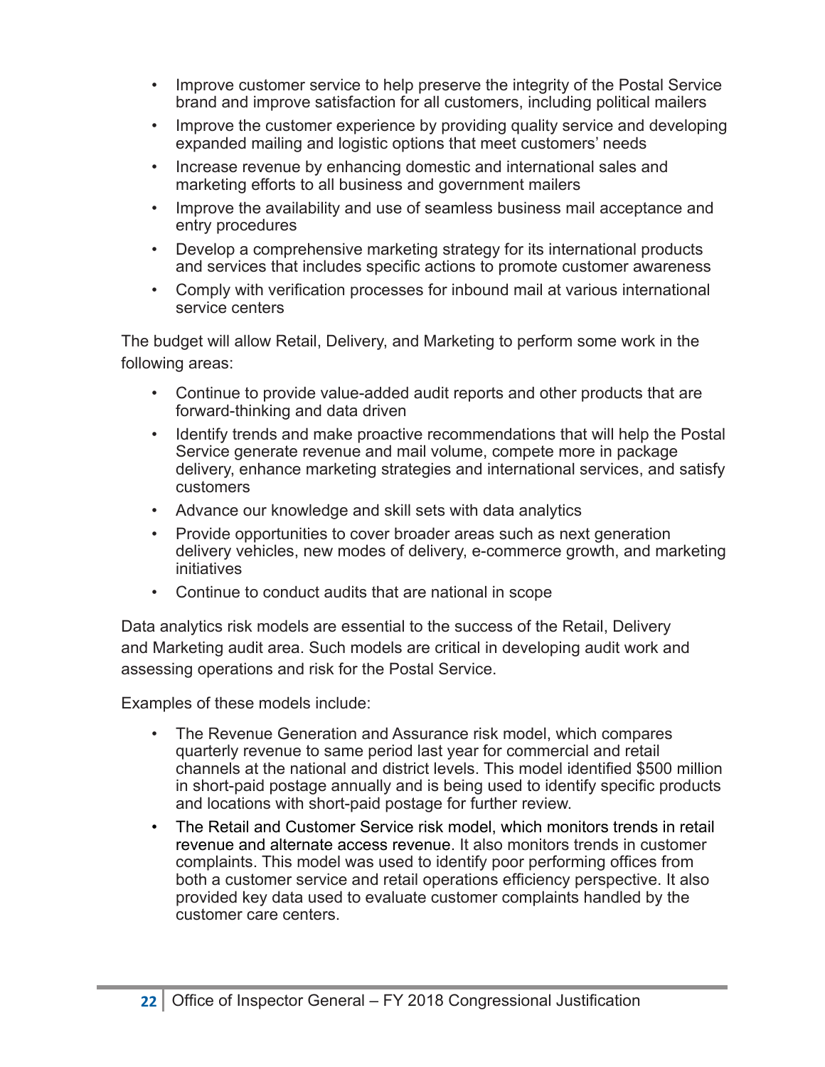- Improve customer service to help preserve the integrity of the Postal Service brand and improve satisfaction for all customers, including political mailers
- Improve the customer experience by providing quality service and developing expanded mailing and logistic options that meet customers' needs
- Increase revenue by enhancing domestic and international sales and marketing efforts to all business and government mailers
- Improve the availability and use of seamless business mail acceptance and entry procedures
- Develop a comprehensive marketing strategy for its international products and services that includes specific actions to promote customer awareness
- Comply with verification processes for inbound mail at various international service centers

The budget will allow Retail, Delivery, and Marketing to perform some work in the following areas:

- Continue to provide value-added audit reports and other products that are forward-thinking and data driven
- Identify trends and make proactive recommendations that will help the Postal Service generate revenue and mail volume, compete more in package delivery, enhance marketing strategies and international services, and satisfy customers
- Advance our knowledge and skill sets with data analytics
- Provide opportunities to cover broader areas such as next generation delivery vehicles, new modes of delivery, e-commerce growth, and marketing initiatives
- Continue to conduct audits that are national in scope

Data analytics risk models are essential to the success of the Retail, Delivery and Marketing audit area. Such models are critical in developing audit work and assessing operations and risk for the Postal Service.

Examples of these models include:

- The Revenue Generation and Assurance risk model, which compares quarterly revenue to same period last year for commercial and retail channels at the national and district levels. This model identified $500 million in short-paid postage annually and is being used to identify specific products and locations with short-paid postage for further review.
- The Retail and Customer Service risk model, which monitors trends in retail revenue and alternate access revenue. It also monitors trends in customer complaints. This model was used to identify poor performing offices from both a customer service and retail operations efficiency perspective. It also provided key data used to evaluate customer complaints handled by the customer care centers.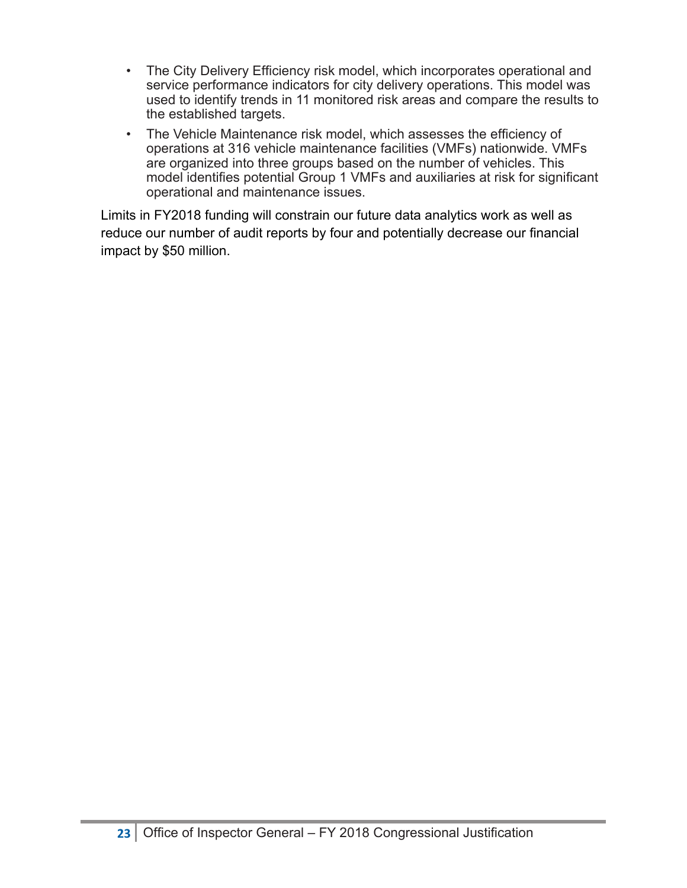- The City Delivery Efficiency risk model, which incorporates operational and service performance indicators for city delivery operations. This model was used to identify trends in 11 monitored risk areas and compare the results to the established targets.
- The Vehicle Maintenance risk model, which assesses the efficiency of operations at 316 vehicle maintenance facilities (VMFs) nationwide. VMFs are organized into three groups based on the number of vehicles. This model identifies potential Group 1 VMFs and auxiliaries at risk for significant operational and maintenance issues.

Limits in FY2018 funding will constrain our future data analytics work as well as reduce our number of audit reports by four and potentially decrease our financial impact by $50 million.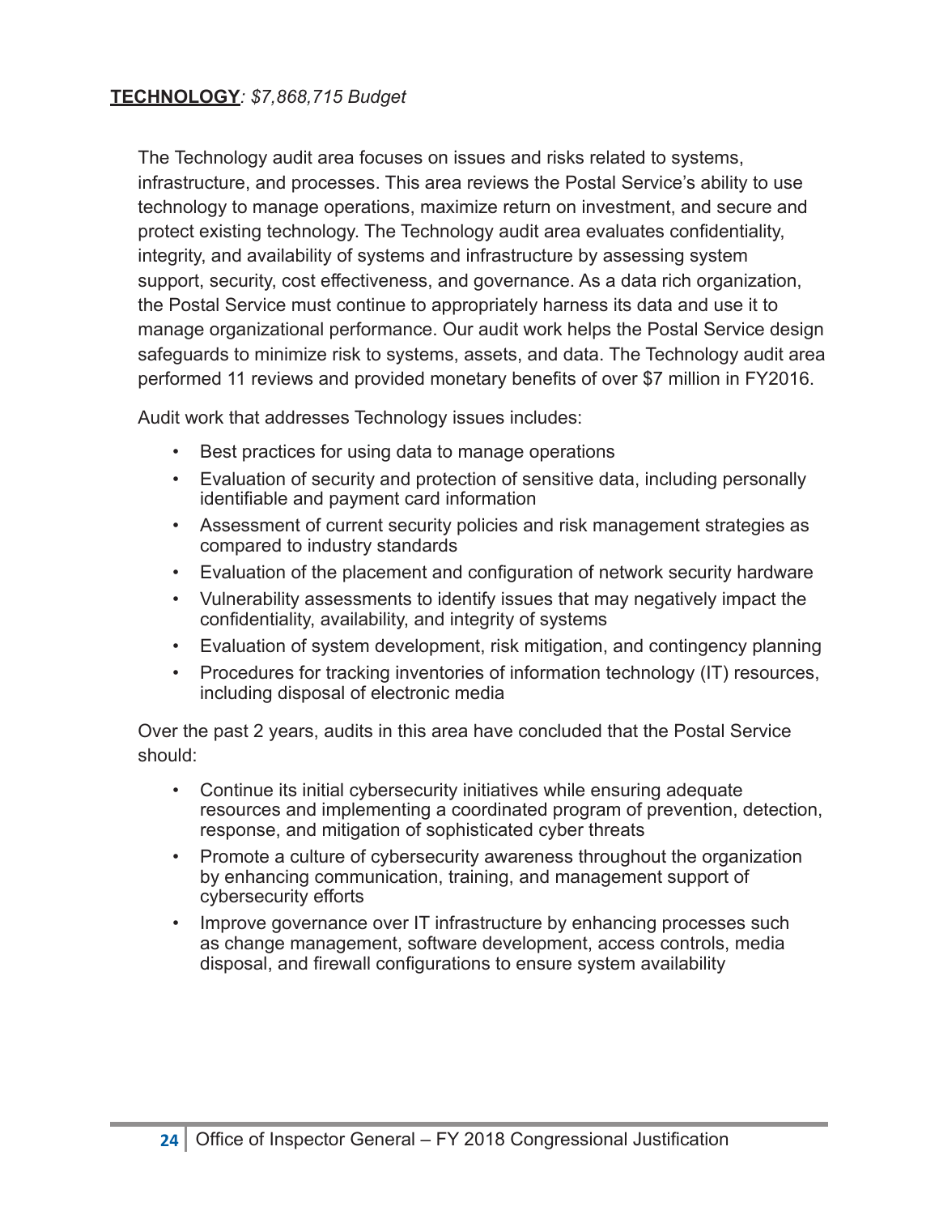**<u>TECHNOLOGY</u>***: $7,868,715 Budget*

The Technology audit area focuses on issues and risks related to systems, infrastructure, and processes. This area reviews the Postal Service's ability to use technology to manage operations, maximize return on investment, and secure and protect existing technology. The Technology audit area evaluates confidentiality, integrity, and availability of systems and infrastructure by assessing system support, security, cost effectiveness, and governance. As a data rich organization, the Postal Service must continue to appropriately harness its data and use it to manage organizational performance. Our audit work helps the Postal Service design safeguards to minimize risk to systems, assets, and data. The Technology audit area performed 11 reviews and provided monetary benefits of over $7 million in FY2016.

Audit work that addresses Technology issues includes:

- Best practices for using data to manage operations
- Evaluation of security and protection of sensitive data, including personally identifiable and payment card information
- Assessment of current security policies and risk management strategies as compared to industry standards
- Evaluation of the placement and configuration of network security hardware
- Vulnerability assessments to identify issues that may negatively impact the confidentiality, availability, and integrity of systems
- Evaluation of system development, risk mitigation, and contingency planning
- Procedures for tracking inventories of information technology (IT) resources, including disposal of electronic media

Over the past 2 years, audits in this area have concluded that the Postal Service should:

- Continue its initial cybersecurity initiatives while ensuring adequate resources and implementing a coordinated program of prevention, detection, response, and mitigation of sophisticated cyber threats
- Promote a culture of cybersecurity awareness throughout the organization by enhancing communication, training, and management support of cybersecurity efforts
- Improve governance over IT infrastructure by enhancing processes such as change management, software development, access controls, media disposal, and firewall configurations to ensure system availability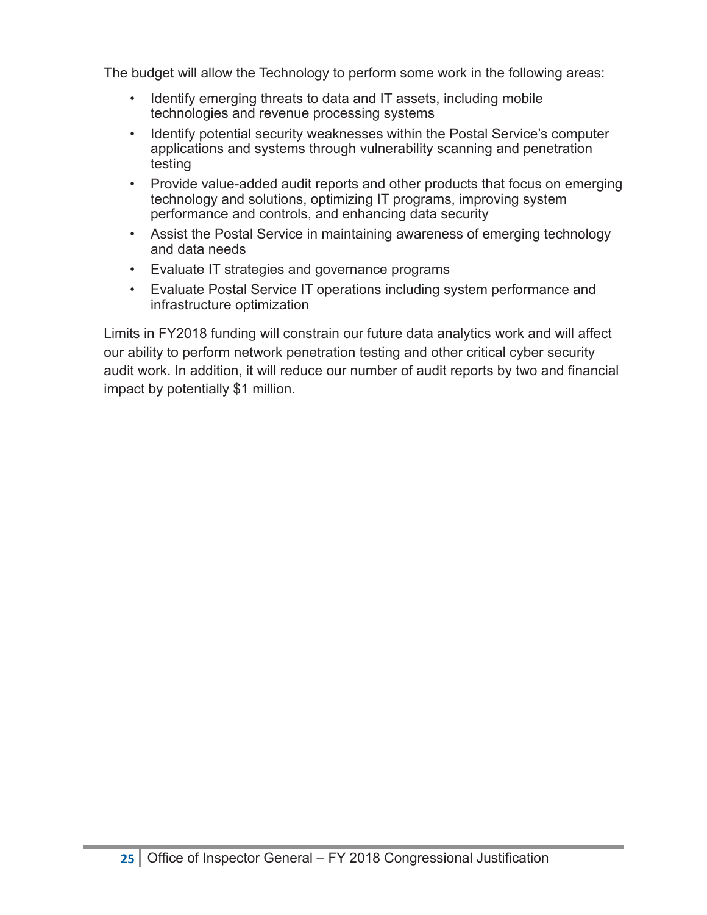The budget will allow the Technology to perform some work in the following areas:

- Identify emerging threats to data and IT assets, including mobile technologies and revenue processing systems
- Identify potential security weaknesses within the Postal Service's computer applications and systems through vulnerability scanning and penetration testing
- Provide value-added audit reports and other products that focus on emerging technology and solutions, optimizing IT programs, improving system performance and controls, and enhancing data security
- Assist the Postal Service in maintaining awareness of emerging technology and data needs
- Evaluate IT strategies and governance programs
- Evaluate Postal Service IT operations including system performance and infrastructure optimization

Limits in FY2018 funding will constrain our future data analytics work and will affect our ability to perform network penetration testing and other critical cyber security audit work. In addition, it will reduce our number of audit reports by two and financial impact by potentially $1 million.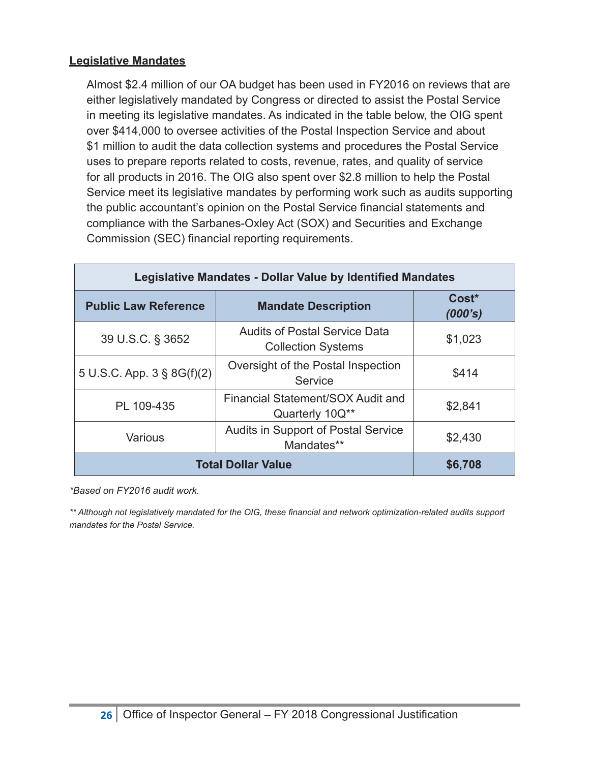**Legislative Mandates**

Almost $2.4 million of our OA budget has been used in FY2016 on reviews that are either legislatively mandated by Congress or directed to assist the Postal Service in meeting its legislative mandates. As indicated in the table below, the OIG spent over $414,000 to oversee activities of the Postal Inspection Service and about $1 million to audit the data collection systems and procedures the Postal Service uses to prepare reports related to costs, revenue, rates, and quality of service for all products in 2016. The OIG also spent over $2.8 million to help the Postal Service meet its legislative mandates by performing work such as audits supporting the public accountant's opinion on the Postal Service financial statements and compliance with the Sarbanes-Oxley Act (SOX) and Securities and Exchange Commission (SEC) financial reporting requirements.

| Legislative Mandates - Dollar Value by Identified Mandates | | |
|---|---|---|
| **Public Law Reference** | **Mandate Description** | **Cost\* *(000's)*** |
| 39 U.S.C. § 3652 | Audits of Postal Service Data Collection Systems | $1,023 |
| 5 U.S.C. App. 3 § 8G(f)(2) | Oversight of the Postal Inspection Service | $414 |
| PL 109-435 | Financial Statement/SOX Audit and Quarterly 10Q** | $2,841 |
| Various | Audits in Support of Postal Service Mandates** | $2,430 |
| **Total Dollar Value** | | **$6,708** |

*\*Based on FY2016 audit work.*

*\*\* Although not legislatively mandated for the OIG, these financial and network optimization-related audits support mandates for the Postal Service.*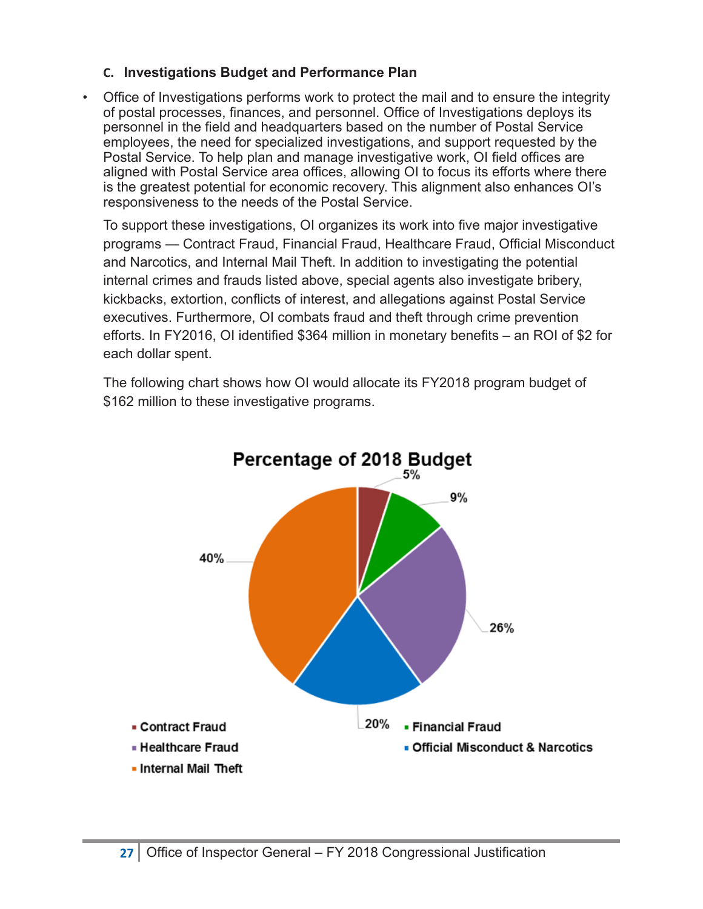### C. Investigations Budget and Performance Plan

- Office of Investigations performs work to protect the mail and to ensure the integrity of postal processes, finances, and personnel. Office of Investigations deploys its personnel in the field and headquarters based on the number of Postal Service employees, the need for specialized investigations, and support requested by the Postal Service. To help plan and manage investigative work, OI field offices are aligned with Postal Service area offices, allowing OI to focus its efforts where there is the greatest potential for economic recovery. This alignment also enhances OI's responsiveness to the needs of the Postal Service.

  To support these investigations, OI organizes its work into five major investigative programs — Contract Fraud, Financial Fraud, Healthcare Fraud, Official Misconduct and Narcotics, and Internal Mail Theft. In addition to investigating the potential internal crimes and frauds listed above, special agents also investigate bribery, kickbacks, extortion, conflicts of interest, and allegations against Postal Service executives. Furthermore, OI combats fraud and theft through crime prevention efforts. In FY2016, OI identified $364 million in monetary benefits – an ROI of $2 for each dollar spent.

  The following chart shows how OI would allocate its FY2018 program budget of $162 million to these investigative programs.

**Percentage of 2018 Budget**

| Program | Percentage |
|---|---|
| Contract Fraud | 5% |
| Financial Fraud | 9% |
| Healthcare Fraud | 26% |
| Official Misconduct & Narcotics | 20% |
| Internal Mail Theft | 40% |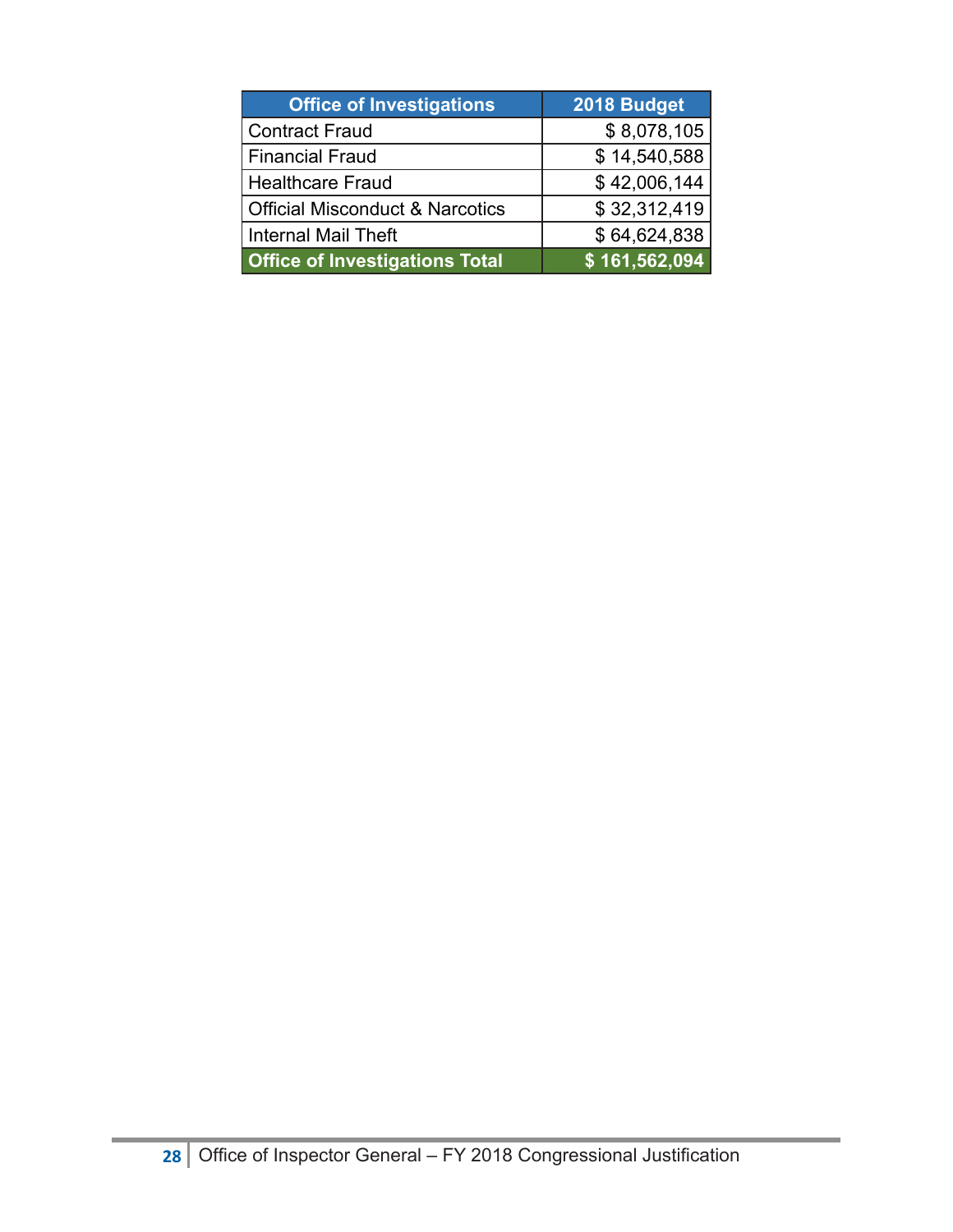| Office of Investigations | 2018 Budget |
| --- | ---: |
| Contract Fraud | $ 8,078,105 |
| Financial Fraud | $ 14,540,588 |
| Healthcare Fraud | $ 42,006,144 |
| Official Misconduct & Narcotics | $ 32,312,419 |
| Internal Mail Theft | $ 64,624,838 |
| **Office of Investigations Total** | **$ 161,562,094** |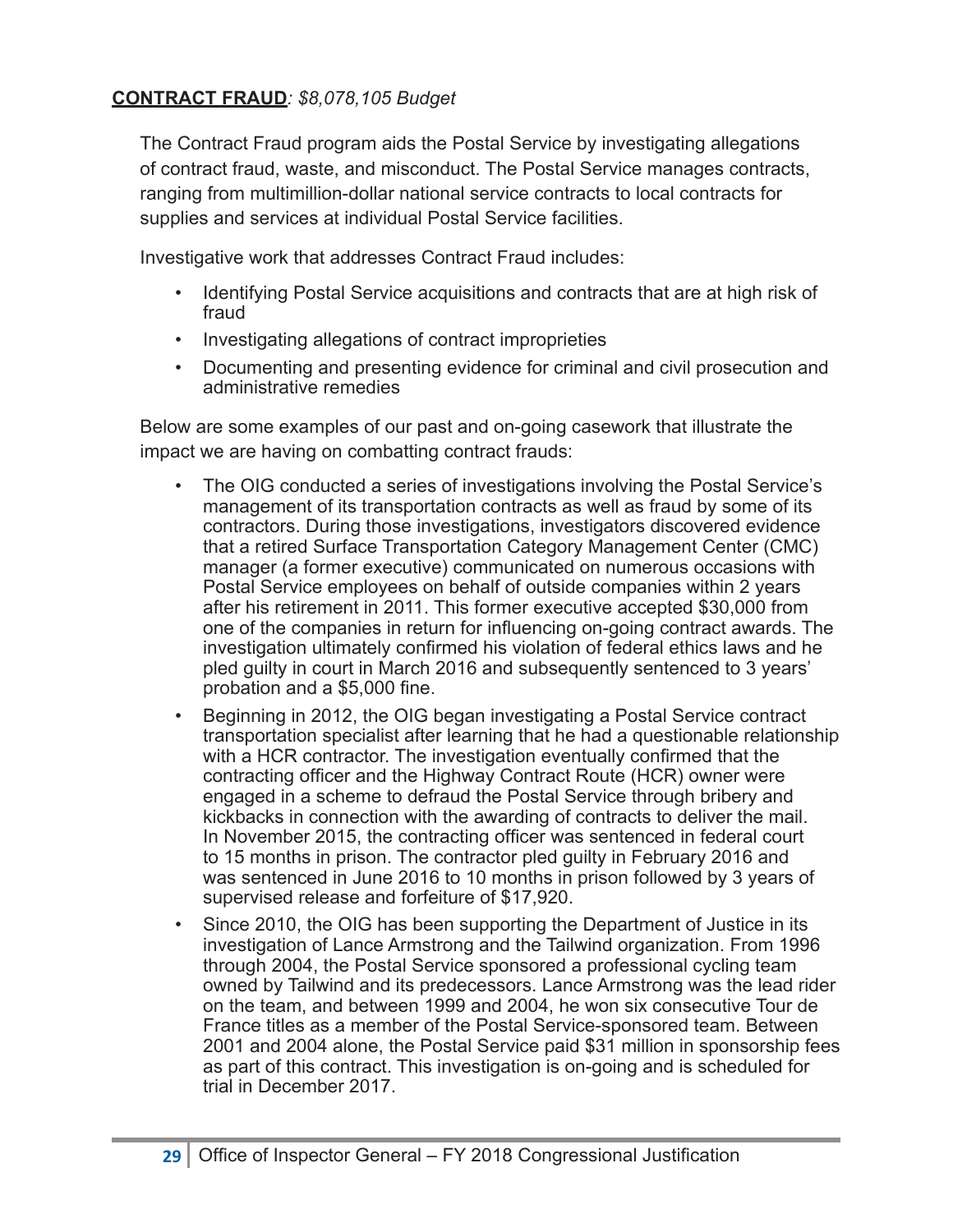**CONTRACT FRAUD**: *$8,078,105 Budget*

The Contract Fraud program aids the Postal Service by investigating allegations of contract fraud, waste, and misconduct. The Postal Service manages contracts, ranging from multimillion-dollar national service contracts to local contracts for supplies and services at individual Postal Service facilities.

Investigative work that addresses Contract Fraud includes:

- Identifying Postal Service acquisitions and contracts that are at high risk of fraud
- Investigating allegations of contract improprieties
- Documenting and presenting evidence for criminal and civil prosecution and administrative remedies

Below are some examples of our past and on-going casework that illustrate the impact we are having on combatting contract frauds:

- The OIG conducted a series of investigations involving the Postal Service's management of its transportation contracts as well as fraud by some of its contractors. During those investigations, investigators discovered evidence that a retired Surface Transportation Category Management Center (CMC) manager (a former executive) communicated on numerous occasions with Postal Service employees on behalf of outside companies within 2 years after his retirement in 2011. This former executive accepted $30,000 from one of the companies in return for influencing on-going contract awards. The investigation ultimately confirmed his violation of federal ethics laws and he pled guilty in court in March 2016 and subsequently sentenced to 3 years' probation and a $5,000 fine.
- Beginning in 2012, the OIG began investigating a Postal Service contract transportation specialist after learning that he had a questionable relationship with a HCR contractor. The investigation eventually confirmed that the contracting officer and the Highway Contract Route (HCR) owner were engaged in a scheme to defraud the Postal Service through bribery and kickbacks in connection with the awarding of contracts to deliver the mail. In November 2015, the contracting officer was sentenced in federal court to 15 months in prison. The contractor pled guilty in February 2016 and was sentenced in June 2016 to 10 months in prison followed by 3 years of supervised release and forfeiture of $17,920.
- Since 2010, the OIG has been supporting the Department of Justice in its investigation of Lance Armstrong and the Tailwind organization. From 1996 through 2004, the Postal Service sponsored a professional cycling team owned by Tailwind and its predecessors. Lance Armstrong was the lead rider on the team, and between 1999 and 2004, he won six consecutive Tour de France titles as a member of the Postal Service-sponsored team. Between 2001 and 2004 alone, the Postal Service paid $31 million in sponsorship fees as part of this contract. This investigation is on-going and is scheduled for trial in December 2017.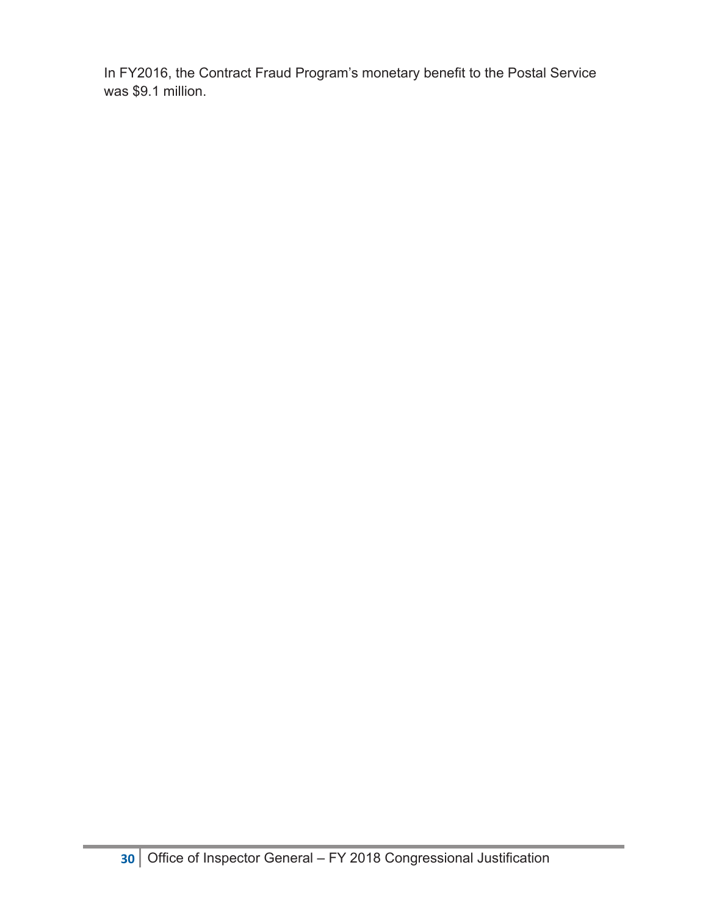In FY2016, the Contract Fraud Program's monetary benefit to the Postal Service was $9.1 million.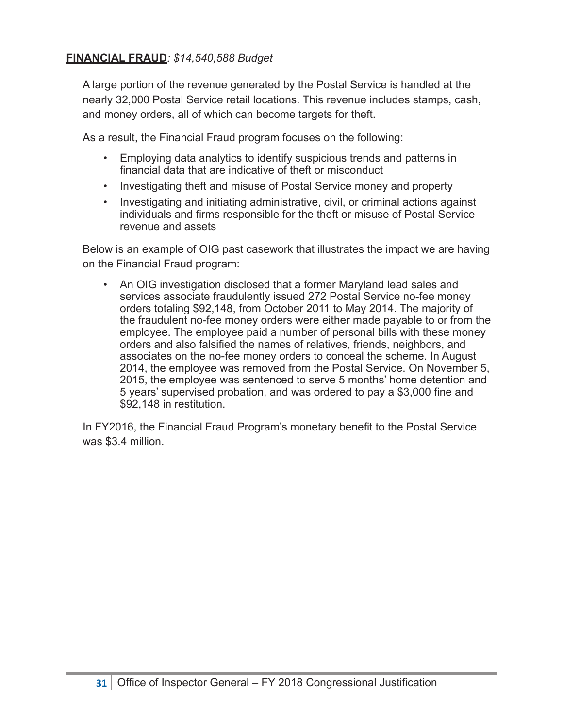**FINANCIAL FRAUD***: $14,540,588 Budget*

A large portion of the revenue generated by the Postal Service is handled at the nearly 32,000 Postal Service retail locations. This revenue includes stamps, cash, and money orders, all of which can become targets for theft.

As a result, the Financial Fraud program focuses on the following:

- Employing data analytics to identify suspicious trends and patterns in financial data that are indicative of theft or misconduct
- Investigating theft and misuse of Postal Service money and property
- Investigating and initiating administrative, civil, or criminal actions against individuals and firms responsible for the theft or misuse of Postal Service revenue and assets

Below is an example of OIG past casework that illustrates the impact we are having on the Financial Fraud program:

- An OIG investigation disclosed that a former Maryland lead sales and services associate fraudulently issued 272 Postal Service no-fee money orders totaling $92,148, from October 2011 to May 2014. The majority of the fraudulent no-fee money orders were either made payable to or from the employee. The employee paid a number of personal bills with these money orders and also falsified the names of relatives, friends, neighbors, and associates on the no-fee money orders to conceal the scheme. In August 2014, the employee was removed from the Postal Service. On November 5, 2015, the employee was sentenced to serve 5 months' home detention and 5 years' supervised probation, and was ordered to pay a $3,000 fine and $92,148 in restitution.

In FY2016, the Financial Fraud Program's monetary benefit to the Postal Service was $3.4 million.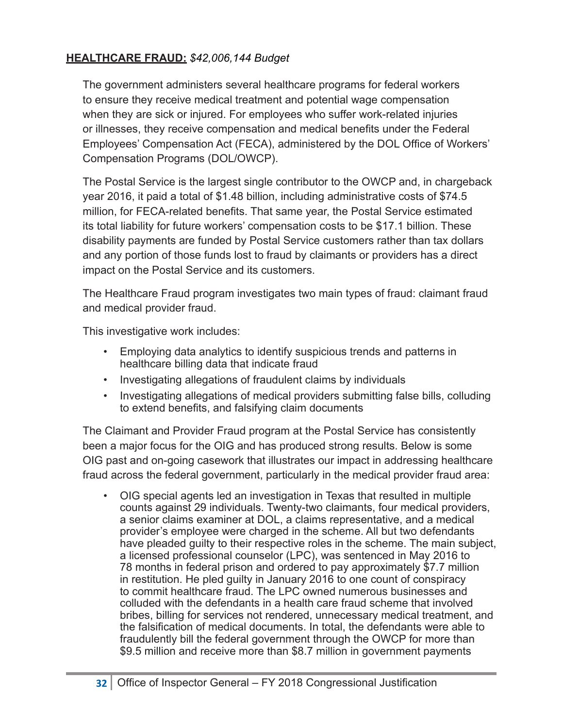**HEALTHCARE FRAUD:** *$42,006,144 Budget*

The government administers several healthcare programs for federal workers to ensure they receive medical treatment and potential wage compensation when they are sick or injured. For employees who suffer work-related injuries or illnesses, they receive compensation and medical benefits under the Federal Employees' Compensation Act (FECA), administered by the DOL Office of Workers' Compensation Programs (DOL/OWCP).

The Postal Service is the largest single contributor to the OWCP and, in chargeback year 2016, it paid a total of $1.48 billion, including administrative costs of $74.5 million, for FECA-related benefits. That same year, the Postal Service estimated its total liability for future workers' compensation costs to be $17.1 billion. These disability payments are funded by Postal Service customers rather than tax dollars and any portion of those funds lost to fraud by claimants or providers has a direct impact on the Postal Service and its customers.

The Healthcare Fraud program investigates two main types of fraud: claimant fraud and medical provider fraud.

This investigative work includes:

- Employing data analytics to identify suspicious trends and patterns in healthcare billing data that indicate fraud
- Investigating allegations of fraudulent claims by individuals
- Investigating allegations of medical providers submitting false bills, colluding to extend benefits, and falsifying claim documents

The Claimant and Provider Fraud program at the Postal Service has consistently been a major focus for the OIG and has produced strong results. Below is some OIG past and on-going casework that illustrates our impact in addressing healthcare fraud across the federal government, particularly in the medical provider fraud area:

- OIG special agents led an investigation in Texas that resulted in multiple counts against 29 individuals. Twenty-two claimants, four medical providers, a senior claims examiner at DOL, a claims representative, and a medical provider's employee were charged in the scheme. All but two defendants have pleaded guilty to their respective roles in the scheme. The main subject, a licensed professional counselor (LPC), was sentenced in May 2016 to 78 months in federal prison and ordered to pay approximately $7.7 million in restitution. He pled guilty in January 2016 to one count of conspiracy to commit healthcare fraud. The LPC owned numerous businesses and colluded with the defendants in a health care fraud scheme that involved bribes, billing for services not rendered, unnecessary medical treatment, and the falsification of medical documents. In total, the defendants were able to fraudulently bill the federal government through the OWCP for more than $9.5 million and receive more than $8.7 million in government payments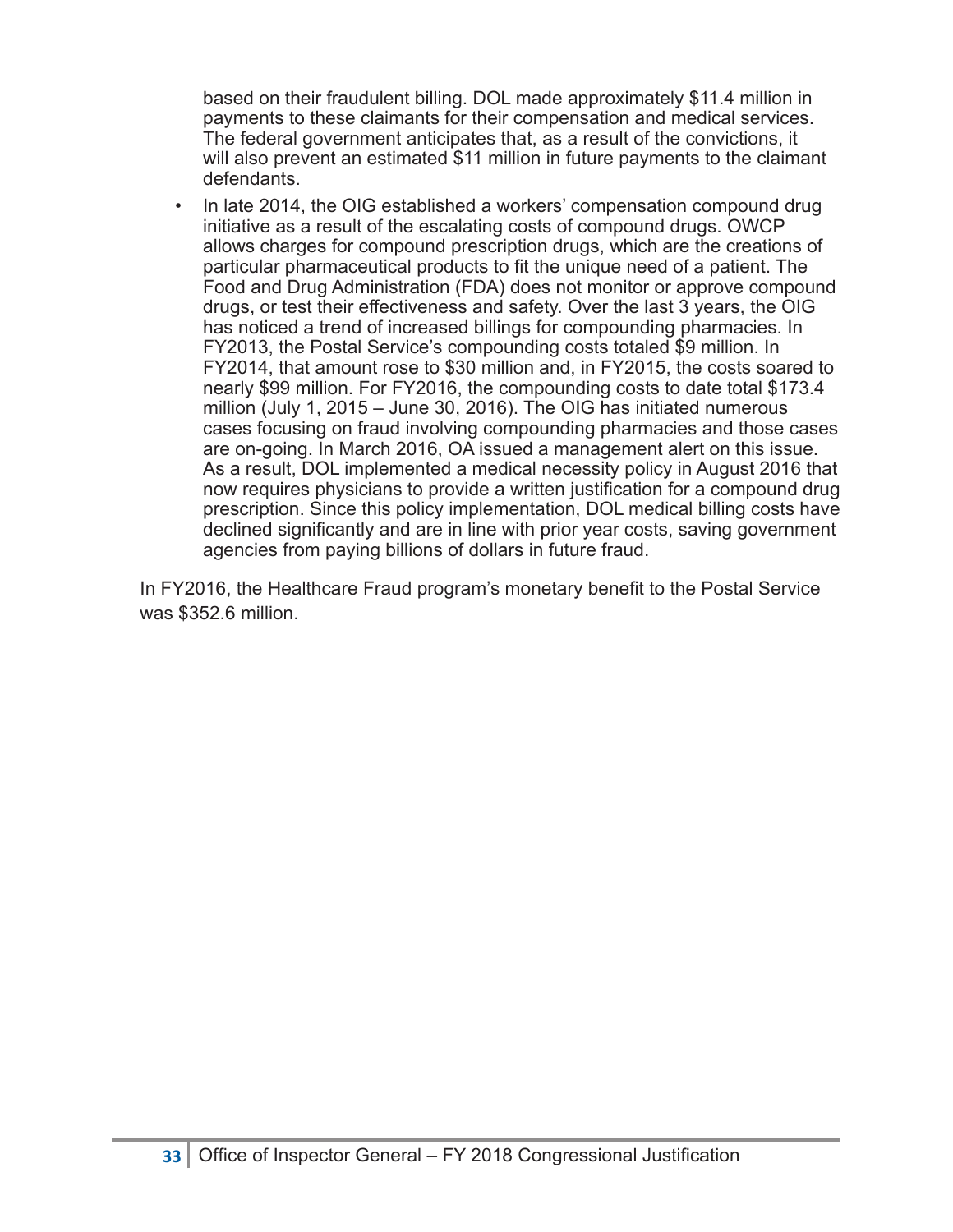based on their fraudulent billing. DOL made approximately $11.4 million in payments to these claimants for their compensation and medical services. The federal government anticipates that, as a result of the convictions, it will also prevent an estimated $11 million in future payments to the claimant defendants.

- In late 2014, the OIG established a workers' compensation compound drug initiative as a result of the escalating costs of compound drugs. OWCP allows charges for compound prescription drugs, which are the creations of particular pharmaceutical products to fit the unique need of a patient. The Food and Drug Administration (FDA) does not monitor or approve compound drugs, or test their effectiveness and safety. Over the last 3 years, the OIG has noticed a trend of increased billings for compounding pharmacies. In FY2013, the Postal Service's compounding costs totaled $9 million. In FY2014, that amount rose to $30 million and, in FY2015, the costs soared to nearly $99 million. For FY2016, the compounding costs to date total $173.4 million (July 1, 2015 – June 30, 2016). The OIG has initiated numerous cases focusing on fraud involving compounding pharmacies and those cases are on-going. In March 2016, OA issued a management alert on this issue. As a result, DOL implemented a medical necessity policy in August 2016 that now requires physicians to provide a written justification for a compound drug prescription. Since this policy implementation, DOL medical billing costs have declined significantly and are in line with prior year costs, saving government agencies from paying billions of dollars in future fraud.

In FY2016, the Healthcare Fraud program's monetary benefit to the Postal Service was $352.6 million.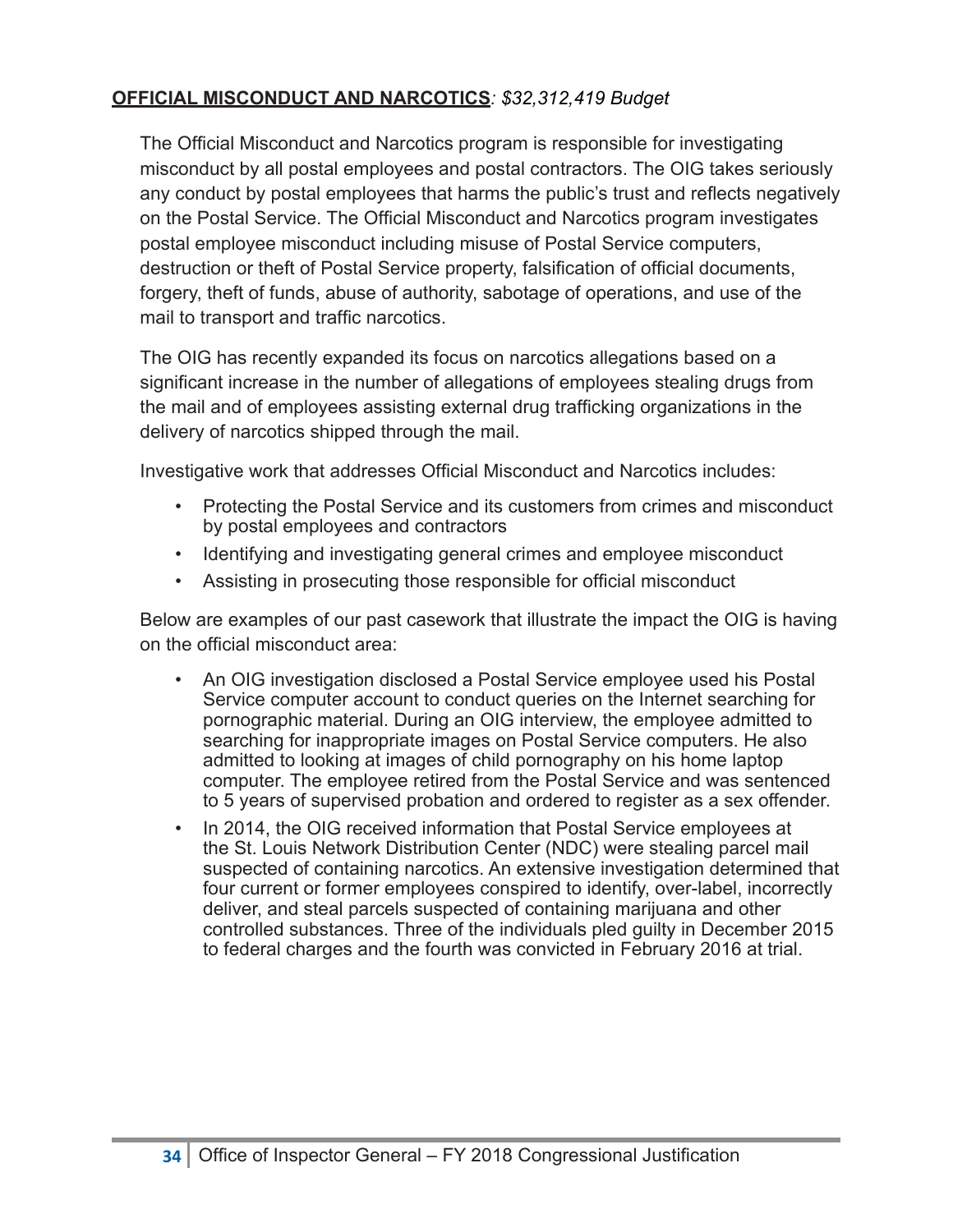**<u>OFFICIAL MISCONDUCT AND NARCOTICS</u>**: *$32,312,419 Budget*

The Official Misconduct and Narcotics program is responsible for investigating misconduct by all postal employees and postal contractors. The OIG takes seriously any conduct by postal employees that harms the public's trust and reflects negatively on the Postal Service. The Official Misconduct and Narcotics program investigates postal employee misconduct including misuse of Postal Service computers, destruction or theft of Postal Service property, falsification of official documents, forgery, theft of funds, abuse of authority, sabotage of operations, and use of the mail to transport and traffic narcotics.

The OIG has recently expanded its focus on narcotics allegations based on a significant increase in the number of allegations of employees stealing drugs from the mail and of employees assisting external drug trafficking organizations in the delivery of narcotics shipped through the mail.

Investigative work that addresses Official Misconduct and Narcotics includes:

- Protecting the Postal Service and its customers from crimes and misconduct by postal employees and contractors
- Identifying and investigating general crimes and employee misconduct
- Assisting in prosecuting those responsible for official misconduct

Below are examples of our past casework that illustrate the impact the OIG is having on the official misconduct area:

- An OIG investigation disclosed a Postal Service employee used his Postal Service computer account to conduct queries on the Internet searching for pornographic material. During an OIG interview, the employee admitted to searching for inappropriate images on Postal Service computers. He also admitted to looking at images of child pornography on his home laptop computer. The employee retired from the Postal Service and was sentenced to 5 years of supervised probation and ordered to register as a sex offender.
- In 2014, the OIG received information that Postal Service employees at the St. Louis Network Distribution Center (NDC) were stealing parcel mail suspected of containing narcotics. An extensive investigation determined that four current or former employees conspired to identify, over-label, incorrectly deliver, and steal parcels suspected of containing marijuana and other controlled substances. Three of the individuals pled guilty in December 2015 to federal charges and the fourth was convicted in February 2016 at trial.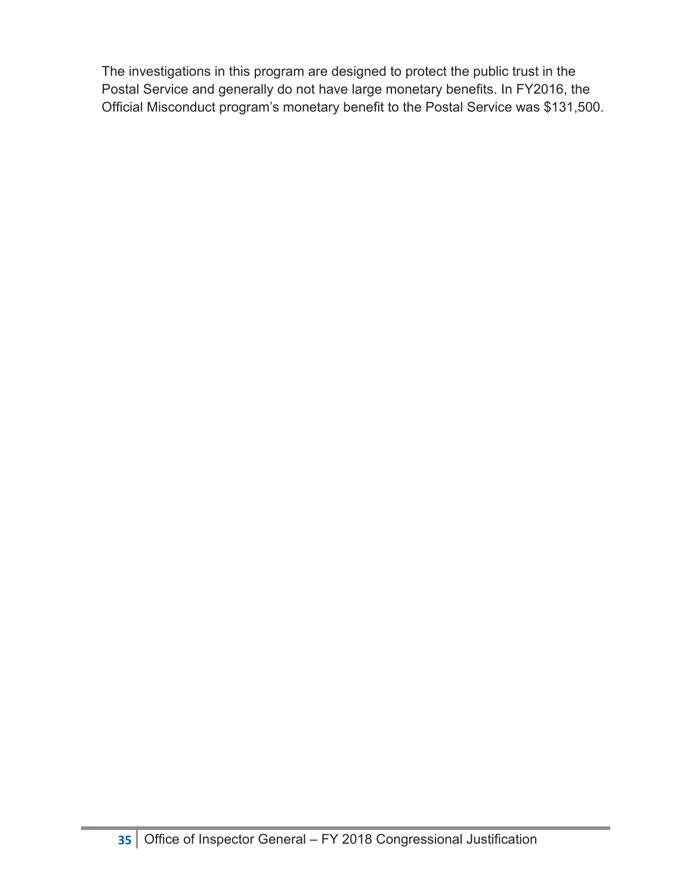The investigations in this program are designed to protect the public trust in the Postal Service and generally do not have large monetary benefits. In FY2016, the Official Misconduct program's monetary benefit to the Postal Service was $131,500.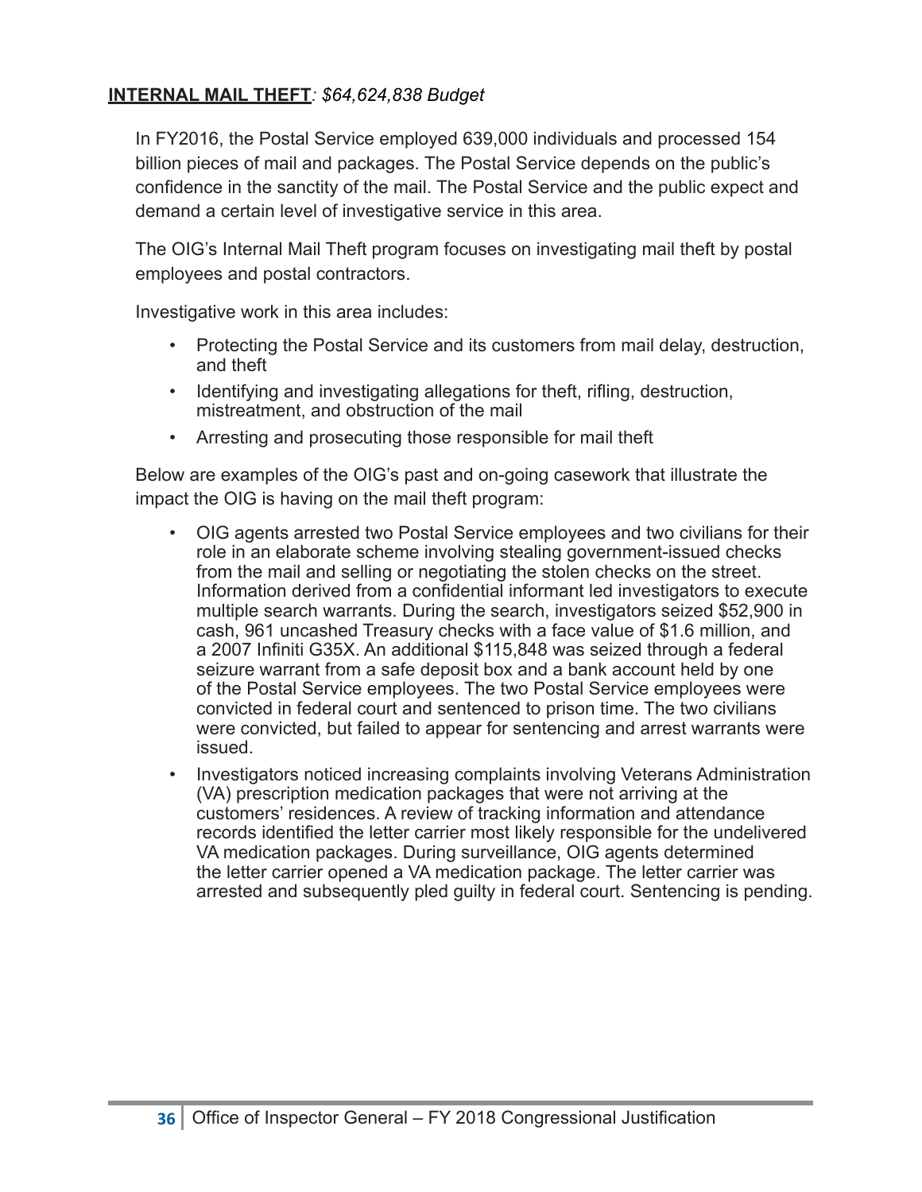**INTERNAL MAIL THEFT***: $64,624,838 Budget*

In FY2016, the Postal Service employed 639,000 individuals and processed 154 billion pieces of mail and packages. The Postal Service depends on the public's confidence in the sanctity of the mail. The Postal Service and the public expect and demand a certain level of investigative service in this area.

The OIG's Internal Mail Theft program focuses on investigating mail theft by postal employees and postal contractors.

Investigative work in this area includes:

- Protecting the Postal Service and its customers from mail delay, destruction, and theft
- Identifying and investigating allegations for theft, rifling, destruction, mistreatment, and obstruction of the mail
- Arresting and prosecuting those responsible for mail theft

Below are examples of the OIG's past and on-going casework that illustrate the impact the OIG is having on the mail theft program:

- OIG agents arrested two Postal Service employees and two civilians for their role in an elaborate scheme involving stealing government-issued checks from the mail and selling or negotiating the stolen checks on the street. Information derived from a confidential informant led investigators to execute multiple search warrants. During the search, investigators seized $52,900 in cash, 961 uncashed Treasury checks with a face value of $1.6 million, and a 2007 Infiniti G35X. An additional $115,848 was seized through a federal seizure warrant from a safe deposit box and a bank account held by one of the Postal Service employees. The two Postal Service employees were convicted in federal court and sentenced to prison time. The two civilians were convicted, but failed to appear for sentencing and arrest warrants were issued.
- Investigators noticed increasing complaints involving Veterans Administration (VA) prescription medication packages that were not arriving at the customers' residences. A review of tracking information and attendance records identified the letter carrier most likely responsible for the undelivered VA medication packages. During surveillance, OIG agents determined the letter carrier opened a VA medication package. The letter carrier was arrested and subsequently pled guilty in federal court. Sentencing is pending.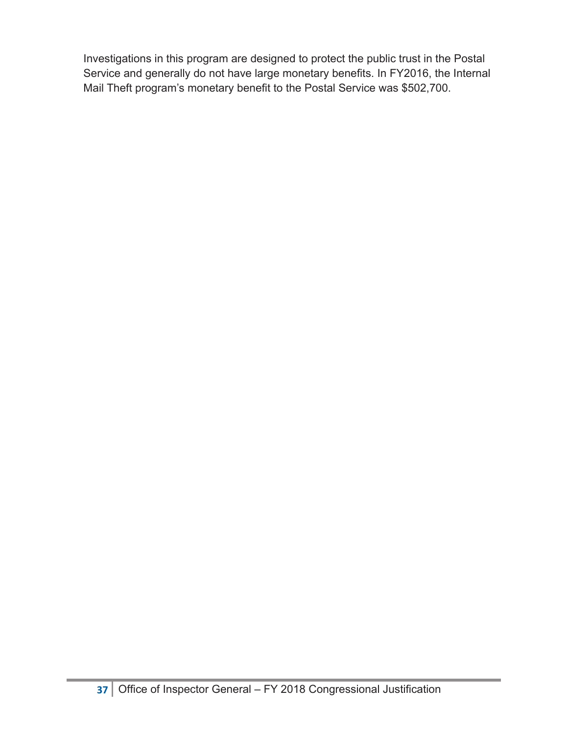Investigations in this program are designed to protect the public trust in the Postal Service and generally do not have large monetary benefits. In FY2016, the Internal Mail Theft program's monetary benefit to the Postal Service was $502,700.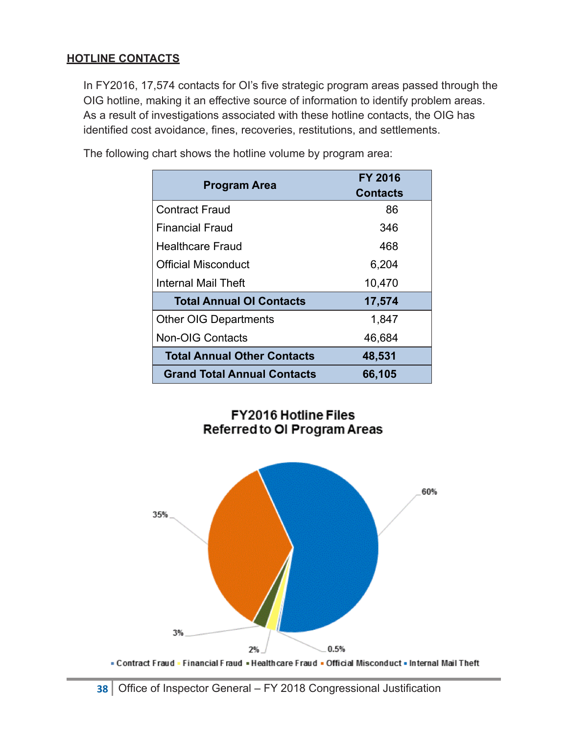## HOTLINE CONTACTS

In FY2016, 17,574 contacts for OI's five strategic program areas passed through the OIG hotline, making it an effective source of information to identify problem areas. As a result of investigations associated with these hotline contacts, the OIG has identified cost avoidance, fines, recoveries, restitutions, and settlements.

The following chart shows the hotline volume by program area:

| Program Area | FY 2016 Contacts |
|---|---|
| Contract Fraud | 86 |
| Financial Fraud | 346 |
| Healthcare Fraud | 468 |
| Official Misconduct | 6,204 |
| Internal Mail Theft | 10,470 |
| **Total Annual OI Contacts** | **17,574** |
| Other OIG Departments | 1,847 |
| Non-OIG Contacts | 46,684 |
| **Total Annual Other Contacts** | **48,531** |
| **Grand Total Annual Contacts** | **66,105** |

**FY2016 Hotline Files Referred to OI Program Areas**

60%

35%

3%

2%

0.5%

Contract Fraud · Financial Fraud · Healthcare Fraud · Official Misconduct · Internal Mail Theft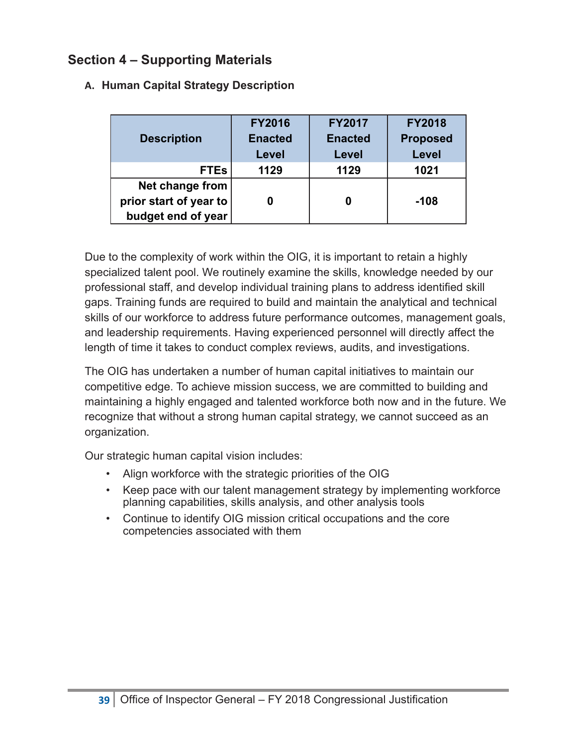## Section 4 – Supporting Materials

### A. Human Capital Strategy Description

| Description | FY2016 Enacted Level | FY2017 Enacted Level | FY2018 Proposed Level |
|---|---|---|---|
| FTEs | 1129 | 1129 | 1021 |
| Net change from prior start of year to budget end of year | 0 | 0 | -108 |

Due to the complexity of work within the OIG, it is important to retain a highly specialized talent pool. We routinely examine the skills, knowledge needed by our professional staff, and develop individual training plans to address identified skill gaps. Training funds are required to build and maintain the analytical and technical skills of our workforce to address future performance outcomes, management goals, and leadership requirements. Having experienced personnel will directly affect the length of time it takes to conduct complex reviews, audits, and investigations.

The OIG has undertaken a number of human capital initiatives to maintain our competitive edge. To achieve mission success, we are committed to building and maintaining a highly engaged and talented workforce both now and in the future. We recognize that without a strong human capital strategy, we cannot succeed as an organization.

Our strategic human capital vision includes:

- Align workforce with the strategic priorities of the OIG
- Keep pace with our talent management strategy by implementing workforce planning capabilities, skills analysis, and other analysis tools
- Continue to identify OIG mission critical occupations and the core competencies associated with them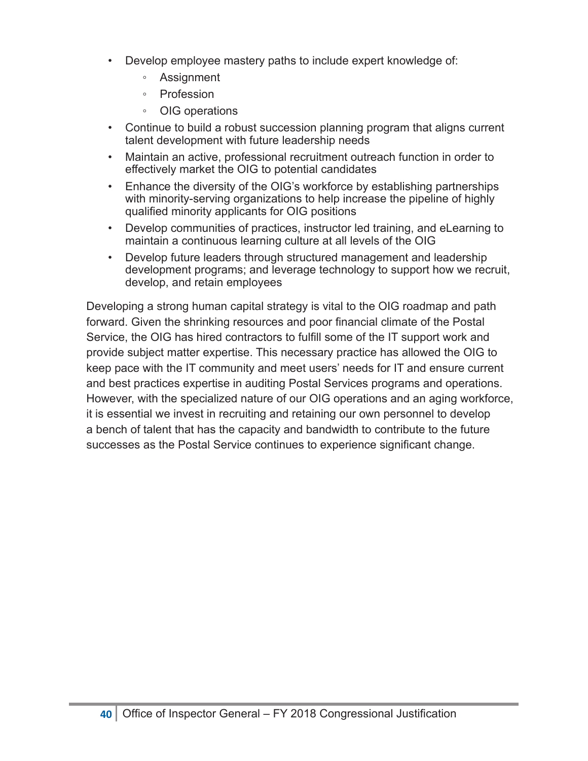- Develop employee mastery paths to include expert knowledge of:
    - Assignment
    - Profession
    - OIG operations
- Continue to build a robust succession planning program that aligns current talent development with future leadership needs
- Maintain an active, professional recruitment outreach function in order to effectively market the OIG to potential candidates
- Enhance the diversity of the OIG's workforce by establishing partnerships with minority-serving organizations to help increase the pipeline of highly qualified minority applicants for OIG positions
- Develop communities of practices, instructor led training, and eLearning to maintain a continuous learning culture at all levels of the OIG
- Develop future leaders through structured management and leadership development programs; and leverage technology to support how we recruit, develop, and retain employees

Developing a strong human capital strategy is vital to the OIG roadmap and path forward. Given the shrinking resources and poor financial climate of the Postal Service, the OIG has hired contractors to fulfill some of the IT support work and provide subject matter expertise. This necessary practice has allowed the OIG to keep pace with the IT community and meet users' needs for IT and ensure current and best practices expertise in auditing Postal Services programs and operations. However, with the specialized nature of our OIG operations and an aging workforce, it is essential we invest in recruiting and retaining our own personnel to develop a bench of talent that has the capacity and bandwidth to contribute to the future successes as the Postal Service continues to experience significant change.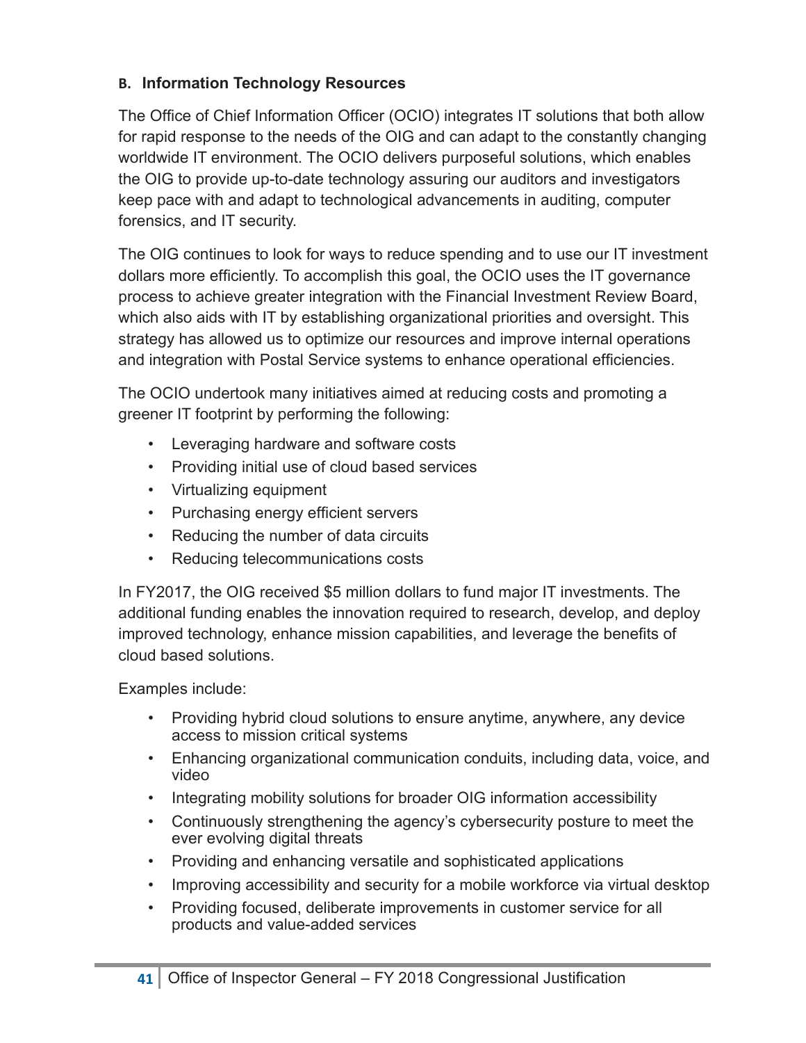### B. Information Technology Resources

The Office of Chief Information Officer (OCIO) integrates IT solutions that both allow for rapid response to the needs of the OIG and can adapt to the constantly changing worldwide IT environment. The OCIO delivers purposeful solutions, which enables the OIG to provide up-to-date technology assuring our auditors and investigators keep pace with and adapt to technological advancements in auditing, computer forensics, and IT security.

The OIG continues to look for ways to reduce spending and to use our IT investment dollars more efficiently. To accomplish this goal, the OCIO uses the IT governance process to achieve greater integration with the Financial Investment Review Board, which also aids with IT by establishing organizational priorities and oversight. This strategy has allowed us to optimize our resources and improve internal operations and integration with Postal Service systems to enhance operational efficiencies.

The OCIO undertook many initiatives aimed at reducing costs and promoting a greener IT footprint by performing the following:

- Leveraging hardware and software costs
- Providing initial use of cloud based services
- Virtualizing equipment
- Purchasing energy efficient servers
- Reducing the number of data circuits
- Reducing telecommunications costs

In FY2017, the OIG received $5 million dollars to fund major IT investments. The additional funding enables the innovation required to research, develop, and deploy improved technology, enhance mission capabilities, and leverage the benefits of cloud based solutions.

Examples include:

- Providing hybrid cloud solutions to ensure anytime, anywhere, any device access to mission critical systems
- Enhancing organizational communication conduits, including data, voice, and video
- Integrating mobility solutions for broader OIG information accessibility
- Continuously strengthening the agency's cybersecurity posture to meet the ever evolving digital threats
- Providing and enhancing versatile and sophisticated applications
- Improving accessibility and security for a mobile workforce via virtual desktop
- Providing focused, deliberate improvements in customer service for all products and value-added services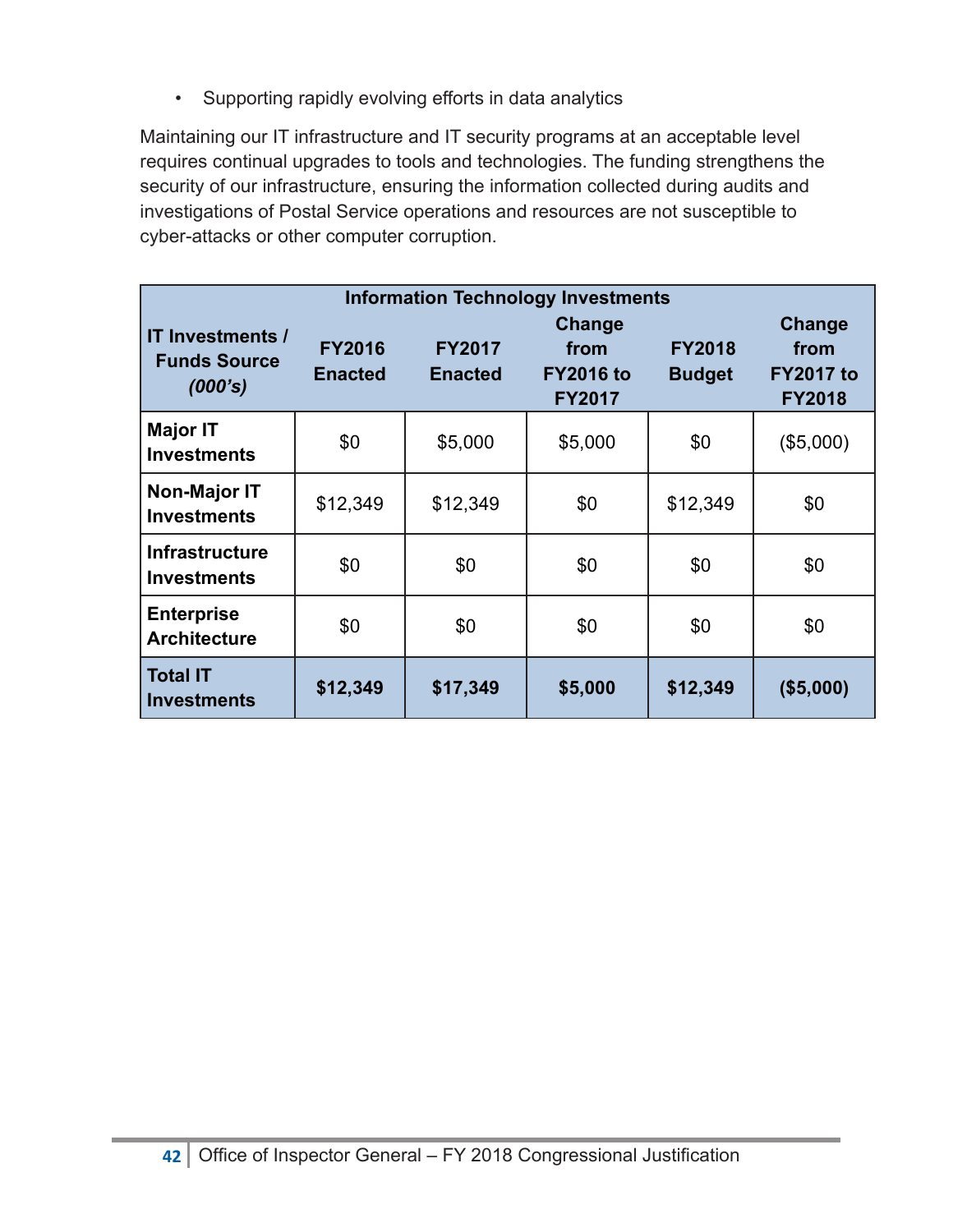- Supporting rapidly evolving efforts in data analytics

Maintaining our IT infrastructure and IT security programs at an acceptable level requires continual upgrades to tools and technologies. The funding strengthens the security of our infrastructure, ensuring the information collected during audits and investigations of Postal Service operations and resources are not susceptible to cyber-attacks or other computer corruption.

| Information Technology Investments | | | | | |
|---|---|---|---|---|---|
| **IT Investments / Funds Source *(000's)*** | **FY2016 Enacted** | **FY2017 Enacted** | **Change from FY2016 to FY2017** | **FY2018 Budget** | **Change from FY2017 to FY2018** |
| **Major IT Investments** | $0 | $5,000 | $5,000 | $0 | ($5,000) |
| **Non-Major IT Investments** | $12,349 | $12,349 | $0 | $12,349 | $0 |
| **Infrastructure Investments** | $0 | $0 | $0 | $0 | $0 |
| **Enterprise Architecture** | $0 | $0 | $0 | $0 | $0 |
| **Total IT Investments** | **$12,349** | **$17,349** | **$5,000** | **$12,349** | **($5,000)** |